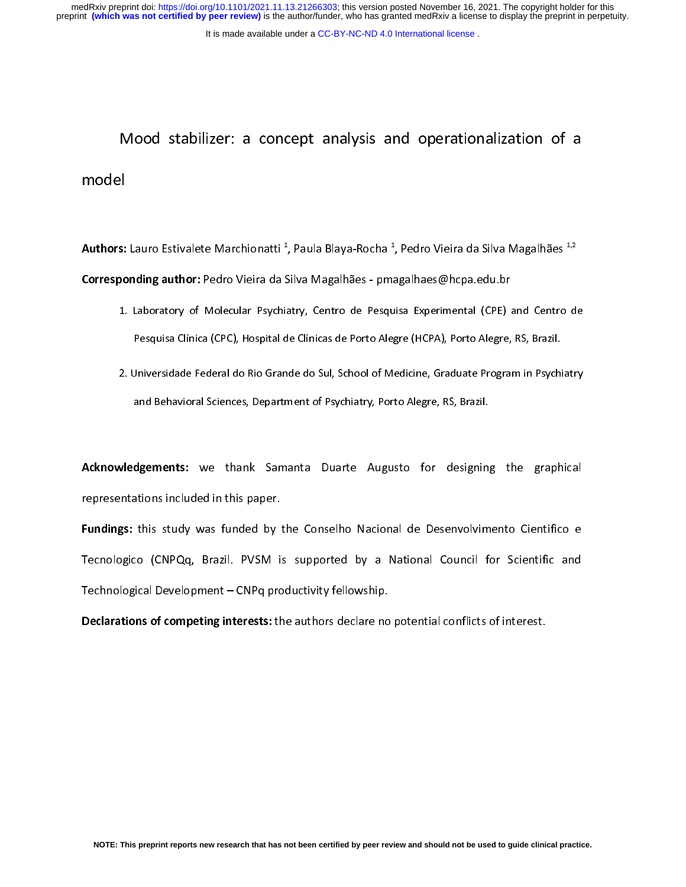# Mood stabilizer: a concept analysis and operationalization of a model

**Authors:** Lauro Estivalete Marchionatti [1], Paula Blaya-Rocha [1], Pedro Vieira da Silva Magalhães [1,2]

**Corresponding author:** Pedro Vieira da Silva Magalhães - pmagalhaes@hcpa.edu.br

1. Laboratory of Molecular Psychiatry, Centro de Pesquisa Experimental (CPE) and Centro de Pesquisa Clínica (CPC), Hospital de Clínicas de Porto Alegre (HCPA), Porto Alegre, RS, Brazil.
2. Universidade Federal do Rio Grande do Sul, School of Medicine, Graduate Program in Psychiatry and Behavioral Sciences, Department of Psychiatry, Porto Alegre, RS, Brazil.

**Acknowledgements:** we thank Samanta Duarte Augusto for designing the graphical representations included in this paper.

**Fundings:** this study was funded by the Conselho Nacional de Desenvolvimento Cientifico e Tecnologico (CNPQq, Brazil. PVSM is supported by a National Council for Scientific and Technological Development – CNPq productivity fellowship.

**Declarations of competing interests:** the authors declare no potential conflicts of interest.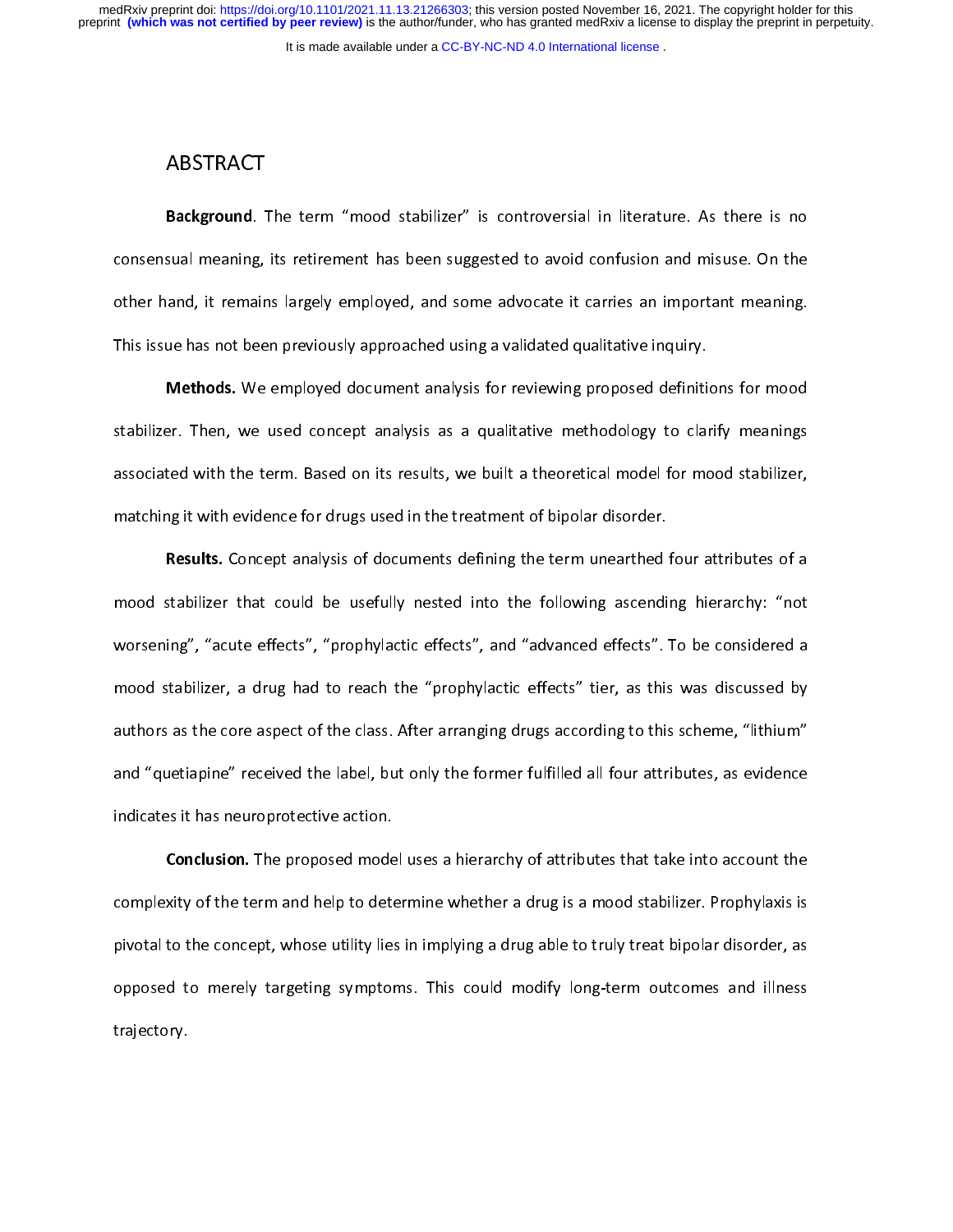## ABSTRACT

**Background**. The term "mood stabilizer" is controversial in literature. As there is no consensual meaning, its retirement has been suggested to avoid confusion and misuse. On the other hand, it remains largely employed, and some advocate it carries an important meaning. This issue has not been previously approached using a validated qualitative inquiry.

**Methods.** We employed document analysis for reviewing proposed definitions for mood stabilizer. Then, we used concept analysis as a qualitative methodology to clarify meanings associated with the term. Based on its results, we built a theoretical model for mood stabilizer, matching it with evidence for drugs used in the treatment of bipolar disorder.

**Results.** Concept analysis of documents defining the term unearthed four attributes of a mood stabilizer that could be usefully nested into the following ascending hierarchy: "not worsening", "acute effects", "prophylactic effects", and "advanced effects". To be considered a mood stabilizer, a drug had to reach the "prophylactic effects" tier, as this was discussed by authors as the core aspect of the class. After arranging drugs according to this scheme, "lithium" and "quetiapine" received the label, but only the former fulfilled all four attributes, as evidence indicates it has neuroprotective action.

**Conclusion.** The proposed model uses a hierarchy of attributes that take into account the complexity of the term and help to determine whether a drug is a mood stabilizer. Prophylaxis is pivotal to the concept, whose utility lies in implying a drug able to truly treat bipolar disorder, as opposed to merely targeting symptoms. This could modify long-term outcomes and illness trajectory.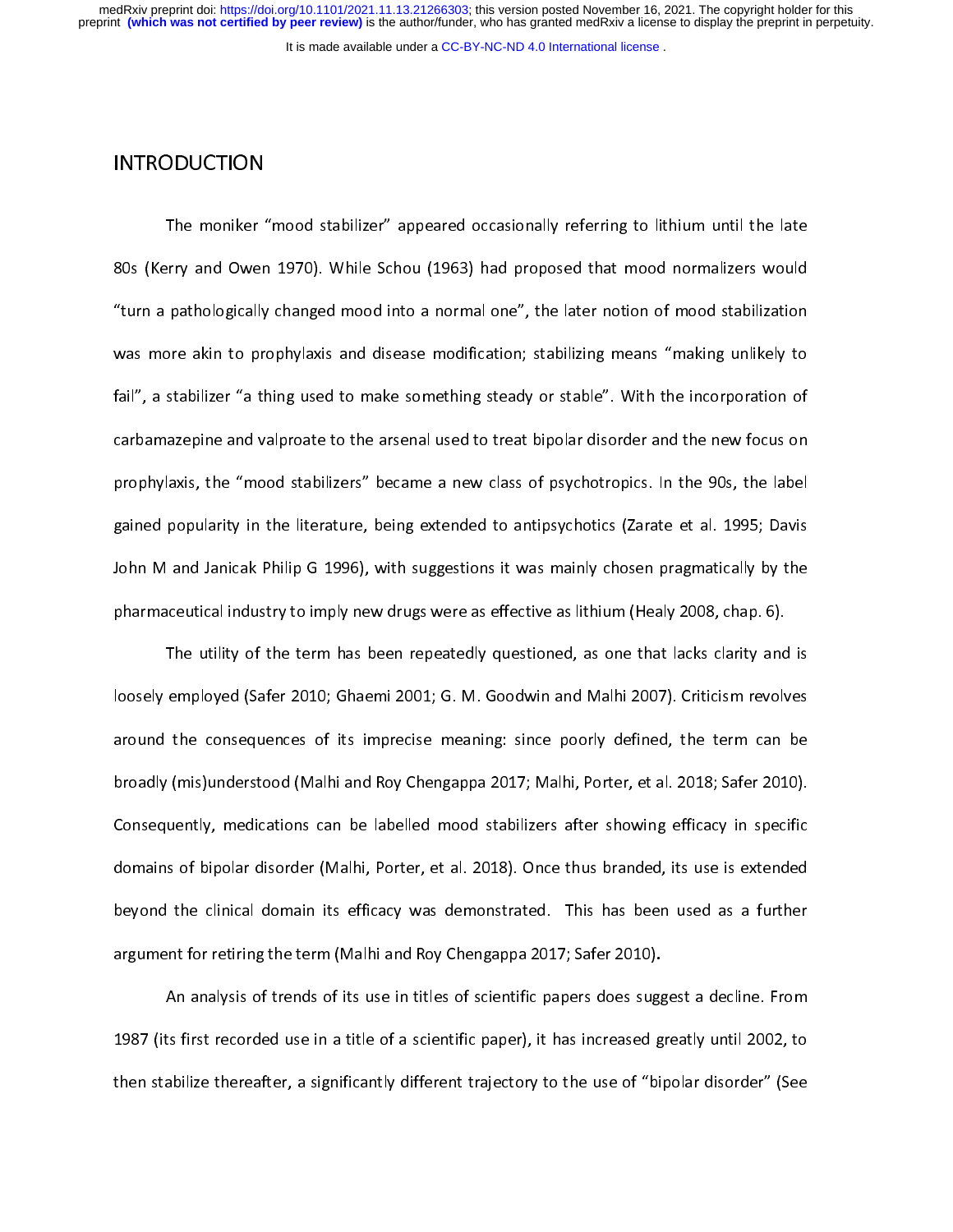## INTRODUCTION

The moniker "mood stabilizer" appeared occasionally referring to lithium until the late 80s (Kerry and Owen 1970). While Schou (1963) had proposed that mood normalizers would "turn a pathologically changed mood into a normal one", the later notion of mood stabilization was more akin to prophylaxis and disease modification; stabilizing means "making unlikely to fail", a stabilizer "a thing used to make something steady or stable". With the incorporation of carbamazepine and valproate to the arsenal used to treat bipolar disorder and the new focus on prophylaxis, the "mood stabilizers" became a new class of psychotropics. In the 90s, the label gained popularity in the literature, being extended to antipsychotics (Zarate et al. 1995; Davis John M and Janicak Philip G 1996), with suggestions it was mainly chosen pragmatically by the pharmaceutical industry to imply new drugs were as effective as lithium (Healy 2008, chap. 6).

The utility of the term has been repeatedly questioned, as one that lacks clarity and is loosely employed (Safer 2010; Ghaemi 2001; G. M. Goodwin and Malhi 2007). Criticism revolves around the consequences of its imprecise meaning: since poorly defined, the term can be broadly (mis)understood (Malhi and Roy Chengappa 2017; Malhi, Porter, et al. 2018; Safer 2010). Consequently, medications can be labelled mood stabilizers after showing efficacy in specific domains of bipolar disorder (Malhi, Porter, et al. 2018). Once thus branded, its use is extended beyond the clinical domain its efficacy was demonstrated. This has been used as a further argument for retiring the term (Malhi and Roy Chengappa 2017; Safer 2010).

An analysis of trends of its use in titles of scientific papers does suggest a decline. From 1987 (its first recorded use in a title of a scientific paper), it has increased greatly until 2002, to then stabilize thereafter, a significantly different trajectory to the use of "bipolar disorder" (See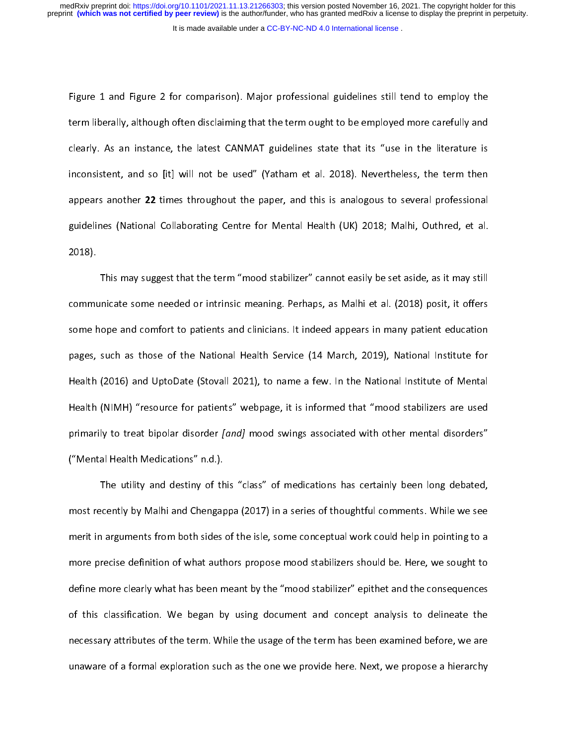Figure 1 and Figure 2 for comparison). Major professional guidelines still tend to employ the term liberally, although often disclaiming that the term ought to be employed more carefully and clearly. As an instance, the latest CANMAT guidelines state that its "use in the literature is inconsistent, and so [it] will not be used" (Yatham et al. 2018). Nevertheless, the term then appears another **22** times throughout the paper, and this is analogous to several professional guidelines (National Collaborating Centre for Mental Health (UK) 2018; Malhi, Outhred, et al. 2018).

This may suggest that the term "mood stabilizer" cannot easily be set aside, as it may still communicate some needed or intrinsic meaning. Perhaps, as Malhi et al. (2018) posit, it offers some hope and comfort to patients and clinicians. It indeed appears in many patient education pages, such as those of the National Health Service (14 March, 2019), National Institute for Health (2016) and UptoDate (Stovall 2021), to name a few. In the National Institute of Mental Health (NIMH) "resource for patients" webpage, it is informed that "mood stabilizers are used primarily to treat bipolar disorder *[and]* mood swings associated with other mental disorders" ("Mental Health Medications" n.d.).

The utility and destiny of this "class" of medications has certainly been long debated, most recently by Malhi and Chengappa (2017) in a series of thoughtful comments. While we see merit in arguments from both sides of the isle, some conceptual work could help in pointing to a more precise definition of what authors propose mood stabilizers should be. Here, we sought to define more clearly what has been meant by the "mood stabilizer" epithet and the consequences of this classification. We began by using document and concept analysis to delineate the necessary attributes of the term. While the usage of the term has been examined before, we are unaware of a formal exploration such as the one we provide here. Next, we propose a hierarchy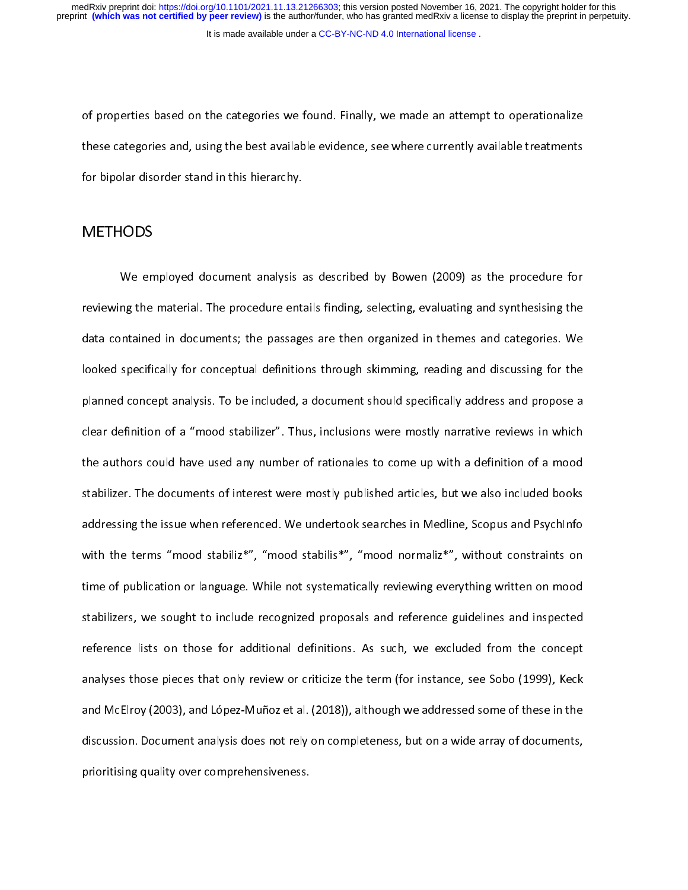of properties based on the categories we found. Finally, we made an attempt to operationalize these categories and, using the best available evidence, see where currently available treatments for bipolar disorder stand in this hierarchy.

## METHODS

We employed document analysis as described by Bowen (2009) as the procedure for reviewing the material. The procedure entails finding, selecting, evaluating and synthesising the data contained in documents; the passages are then organized in themes and categories. We looked specifically for conceptual definitions through skimming, reading and discussing for the planned concept analysis. To be included, a document should specifically address and propose a clear definition of a "mood stabilizer". Thus, inclusions were mostly narrative reviews in which the authors could have used any number of rationales to come up with a definition of a mood stabilizer. The documents of interest were mostly published articles, but we also included books addressing the issue when referenced. We undertook searches in Medline, Scopus and PsychInfo with the terms "mood stabiliz*", "mood stabilis*", "mood normaliz*", without constraints on time of publication or language. While not systematically reviewing everything written on mood stabilizers, we sought to include recognized proposals and reference guidelines and inspected reference lists on those for additional definitions. As such, we excluded from the concept analyses those pieces that only review or criticize the term (for instance, see Sobo (1999), Keck and McElroy (2003), and López-Muñoz et al. (2018)), although we addressed some of these in the discussion. Document analysis does not rely on completeness, but on a wide array of documents, prioritising quality over comprehensiveness.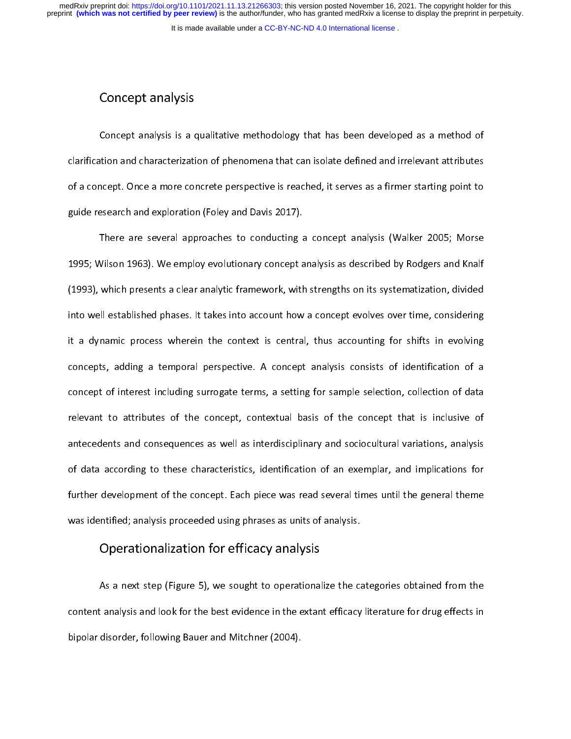## Concept analysis

Concept analysis is a qualitative methodology that has been developed as a method of clarification and characterization of phenomena that can isolate defined and irrelevant attributes of a concept. Once a more concrete perspective is reached, it serves as a firmer starting point to guide research and exploration (Foley and Davis 2017).

There are several approaches to conducting a concept analysis (Walker 2005; Morse 1995; Wilson 1963). We employ evolutionary concept analysis as described by Rodgers and Knalf (1993), which presents a clear analytic framework, with strengths on its systematization, divided into well established phases. It takes into account how a concept evolves over time, considering it a dynamic process wherein the context is central, thus accounting for shifts in evolving concepts, adding a temporal perspective. A concept analysis consists of identification of a concept of interest including surrogate terms, a setting for sample selection, collection of data relevant to attributes of the concept, contextual basis of the concept that is inclusive of antecedents and consequences as well as interdisciplinary and sociocultural variations, analysis of data according to these characteristics, identification of an exemplar, and implications for further development of the concept. Each piece was read several times until the general theme was identified; analysis proceeded using phrases as units of analysis.

## Operationalization for efficacy analysis

As a next step (Figure 5), we sought to operationalize the categories obtained from the content analysis and look for the best evidence in the extant efficacy literature for drug effects in bipolar disorder, following Bauer and Mitchner (2004).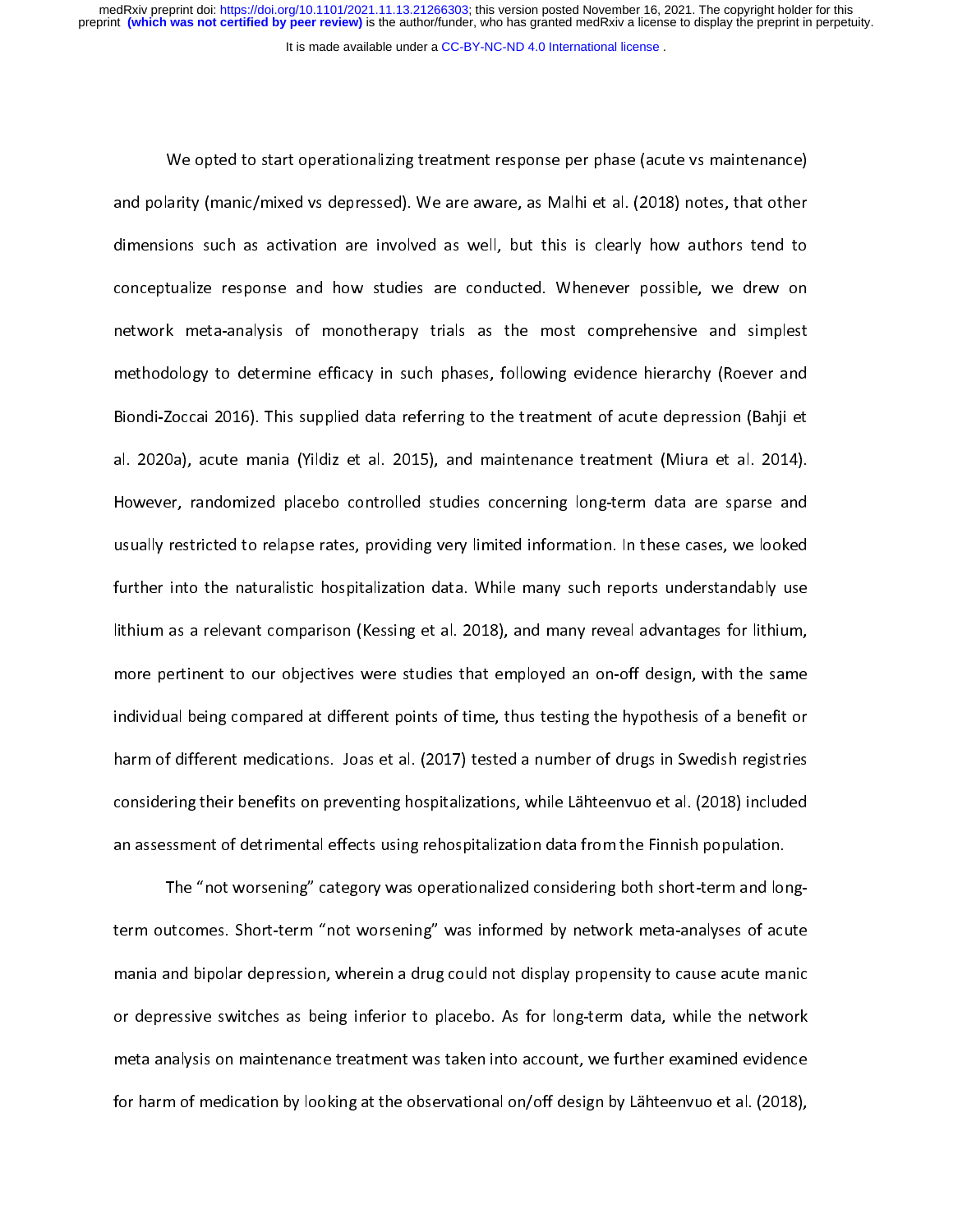We opted to start operationalizing treatment response per phase (acute vs maintenance) and polarity (manic/mixed vs depressed). We are aware, as Malhi et al. (2018) notes, that other dimensions such as activation are involved as well, but this is clearly how authors tend to conceptualize response and how studies are conducted. Whenever possible, we drew on network meta-analysis of monotherapy trials as the most comprehensive and simplest methodology to determine efficacy in such phases, following evidence hierarchy (Roever and Biondi-Zoccai 2016). This supplied data referring to the treatment of acute depression (Bahji et al. 2020a), acute mania (Yildiz et al. 2015), and maintenance treatment (Miura et al. 2014). However, randomized placebo controlled studies concerning long-term data are sparse and usually restricted to relapse rates, providing very limited information. In these cases, we looked further into the naturalistic hospitalization data. While many such reports understandably use lithium as a relevant comparison (Kessing et al. 2018), and many reveal advantages for lithium, more pertinent to our objectives were studies that employed an on-off design, with the same individual being compared at different points of time, thus testing the hypothesis of a benefit or harm of different medications. Joas et al. (2017) tested a number of drugs in Swedish registries considering their benefits on preventing hospitalizations, while Lähteenvuo et al. (2018) included an assessment of detrimental effects using rehospitalization data from the Finnish population.

The "not worsening" category was operationalized considering both short-term and long-term outcomes. Short-term "not worsening" was informed by network meta-analyses of acute mania and bipolar depression, wherein a drug could not display propensity to cause acute manic or depressive switches as being inferior to placebo. As for long-term data, while the network meta analysis on maintenance treatment was taken into account, we further examined evidence for harm of medication by looking at the observational on/off design by Lähteenvuo et al. (2018),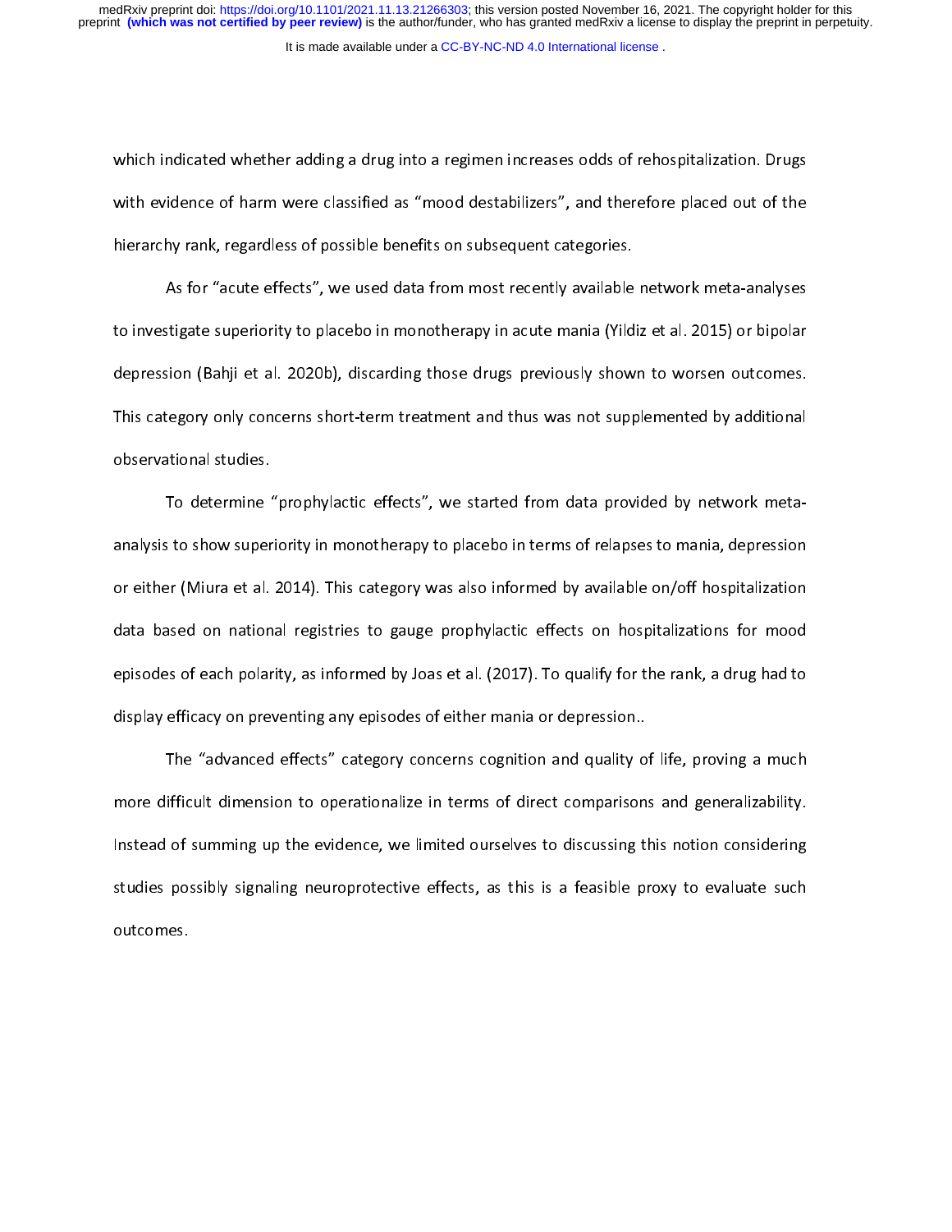which indicated whether adding a drug into a regimen increases odds of rehospitalization. Drugs with evidence of harm were classified as "mood destabilizers", and therefore placed out of the hierarchy rank, regardless of possible benefits on subsequent categories.

As for "acute effects", we used data from most recently available network meta-analyses to investigate superiority to placebo in monotherapy in acute mania (Yildiz et al. 2015) or bipolar depression (Bahji et al. 2020b), discarding those drugs previously shown to worsen outcomes. This category only concerns short-term treatment and thus was not supplemented by additional observational studies.

To determine "prophylactic effects", we started from data provided by network meta-analysis to show superiority in monotherapy to placebo in terms of relapses to mania, depression or either (Miura et al. 2014). This category was also informed by available on/off hospitalization data based on national registries to gauge prophylactic effects on hospitalizations for mood episodes of each polarity, as informed by Joas et al. (2017). To qualify for the rank, a drug had to display efficacy on preventing any episodes of either mania or depression..

The "advanced effects" category concerns cognition and quality of life, proving a much more difficult dimension to operationalize in terms of direct comparisons and generalizability. Instead of summing up the evidence, we limited ourselves to discussing this notion considering studies possibly signaling neuroprotective effects, as this is a feasible proxy to evaluate such outcomes.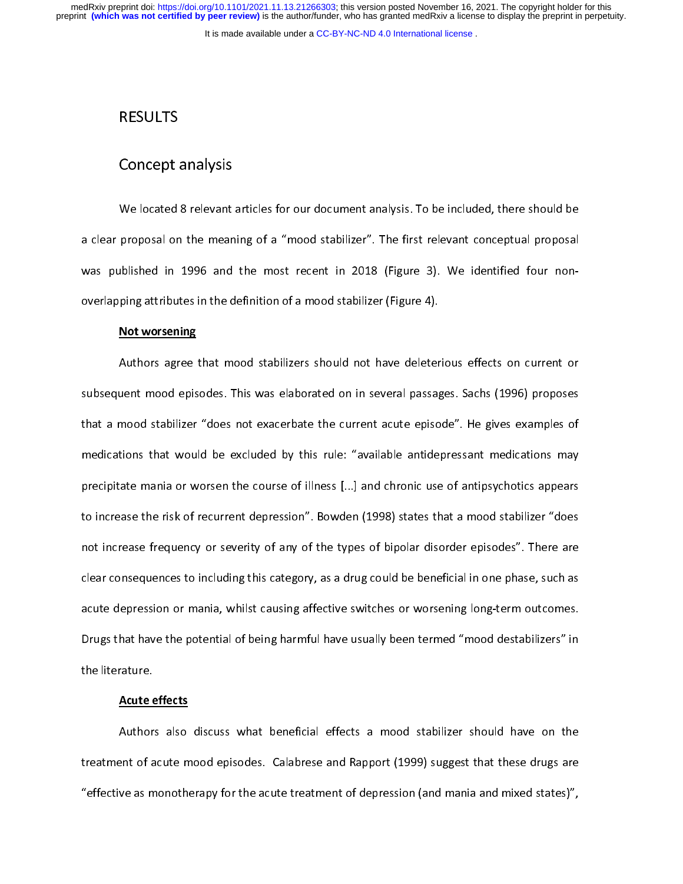# RESULTS

## Concept analysis

We located 8 relevant articles for our document analysis. To be included, there should be a clear proposal on the meaning of a "mood stabilizer". The first relevant conceptual proposal was published in 1996 and the most recent in 2018 (Figure 3). We identified four non-overlapping attributes in the definition of a mood stabilizer (Figure 4).

**Not worsening**

Authors agree that mood stabilizers should not have deleterious effects on current or subsequent mood episodes. This was elaborated on in several passages. Sachs (1996) proposes that a mood stabilizer "does not exacerbate the current acute episode". He gives examples of medications that would be excluded by this rule: "available antidepressant medications may precipitate mania or worsen the course of illness [...] and chronic use of antipsychotics appears to increase the risk of recurrent depression". Bowden (1998) states that a mood stabilizer "does not increase frequency or severity of any of the types of bipolar disorder episodes". There are clear consequences to including this category, as a drug could be beneficial in one phase, such as acute depression or mania, whilst causing affective switches or worsening long-term outcomes. Drugs that have the potential of being harmful have usually been termed "mood destabilizers" in the literature.

**Acute effects**

Authors also discuss what beneficial effects a mood stabilizer should have on the treatment of acute mood episodes. Calabrese and Rapport (1999) suggest that these drugs are "effective as monotherapy for the acute treatment of depression (and mania and mixed states)",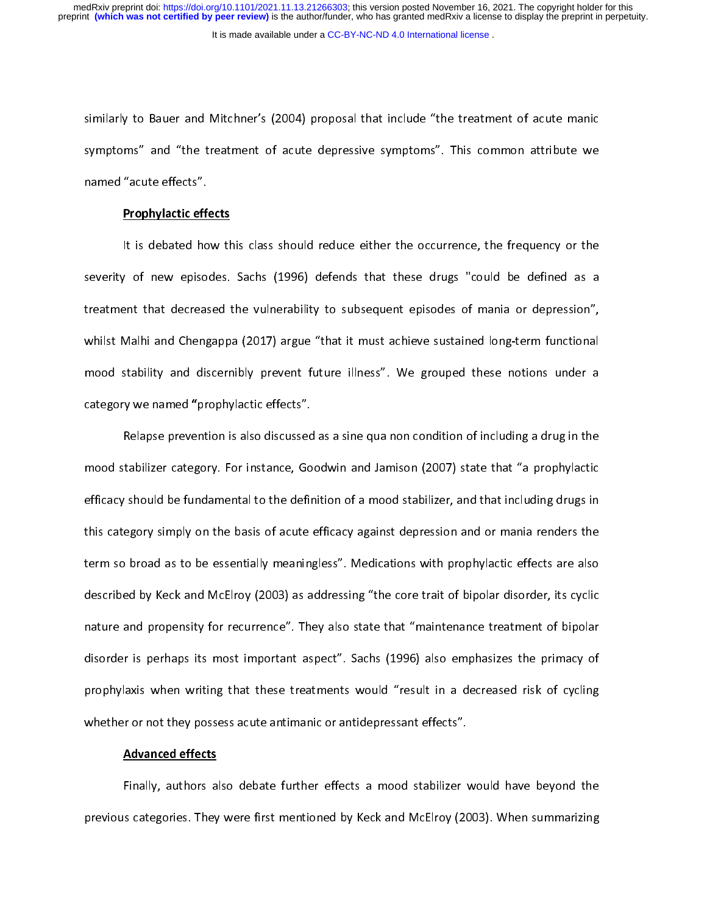similarly to Bauer and Mitchner's (2004) proposal that include "the treatment of acute manic symptoms" and "the treatment of acute depressive symptoms". This common attribute we named "acute effects".

**Prophylactic effects**

It is debated how this class should reduce either the occurrence, the frequency or the severity of new episodes. Sachs (1996) defends that these drugs "could be defined as a treatment that decreased the vulnerability to subsequent episodes of mania or depression", whilst Malhi and Chengappa (2017) argue "that it must achieve sustained long-term functional mood stability and discernibly prevent future illness". We grouped these notions under a category we named **"**prophylactic effects".

Relapse prevention is also discussed as a sine qua non condition of including a drug in the mood stabilizer category. For instance, Goodwin and Jamison (2007) state that "a prophylactic efficacy should be fundamental to the definition of a mood stabilizer, and that including drugs in this category simply on the basis of acute efficacy against depression and or mania renders the term so broad as to be essentially meaningless". Medications with prophylactic effects are also described by Keck and McElroy (2003) as addressing "the core trait of bipolar disorder, its cyclic nature and propensity for recurrence". They also state that "maintenance treatment of bipolar disorder is perhaps its most important aspect". Sachs (1996) also emphasizes the primacy of prophylaxis when writing that these treatments would "result in a decreased risk of cycling whether or not they possess acute antimanic or antidepressant effects".

**Advanced effects**

Finally, authors also debate further effects a mood stabilizer would have beyond the previous categories. They were first mentioned by Keck and McElroy (2003). When summarizing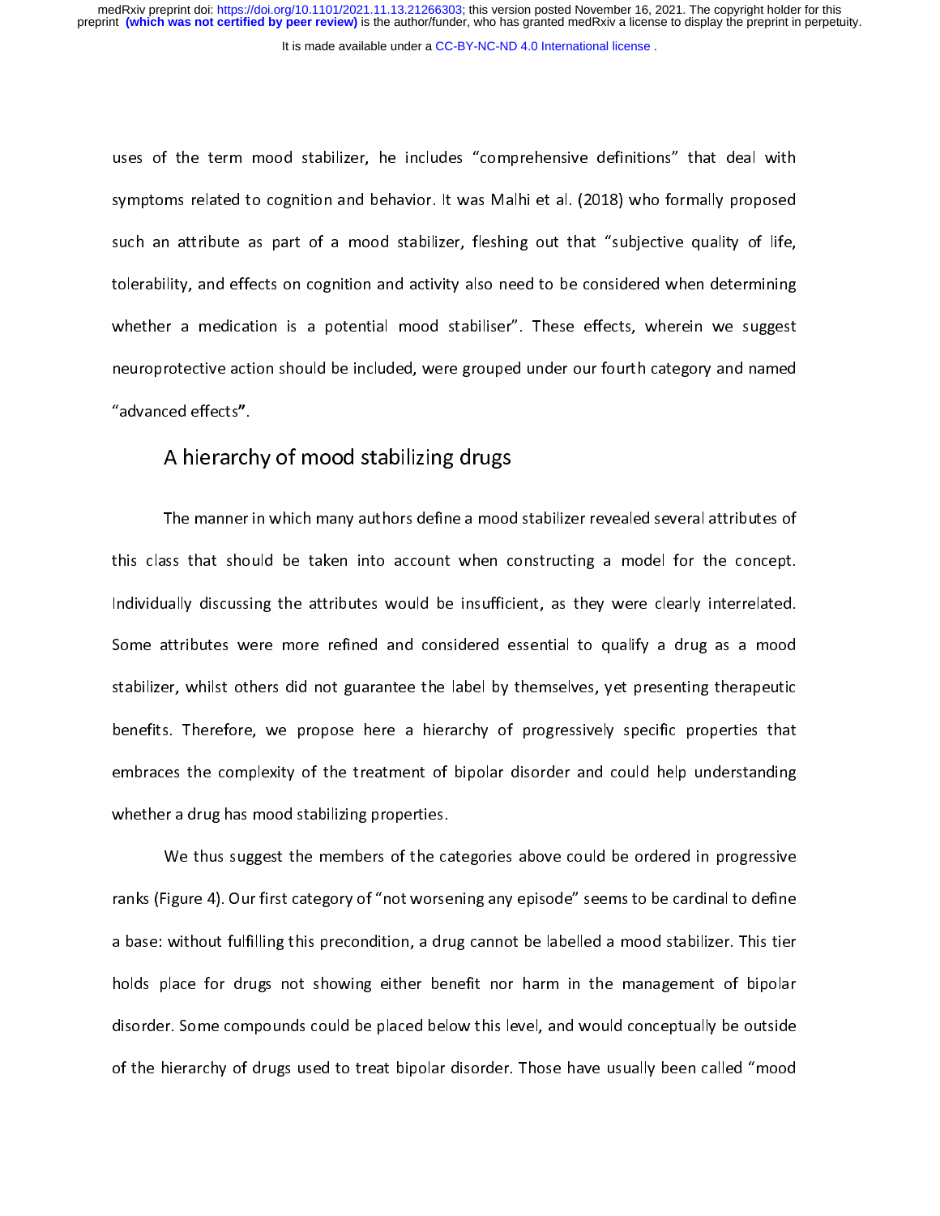uses of the term mood stabilizer, he includes "comprehensive definitions" that deal with symptoms related to cognition and behavior. It was Malhi et al. (2018) who formally proposed such an attribute as part of a mood stabilizer, fleshing out that "subjective quality of life, tolerability, and effects on cognition and activity also need to be considered when determining whether a medication is a potential mood stabiliser". These effects, wherein we suggest neuroprotective action should be included, were grouped under our fourth category and named "advanced effects".

## A hierarchy of mood stabilizing drugs

The manner in which many authors define a mood stabilizer revealed several attributes of this class that should be taken into account when constructing a model for the concept. Individually discussing the attributes would be insufficient, as they were clearly interrelated. Some attributes were more refined and considered essential to qualify a drug as a mood stabilizer, whilst others did not guarantee the label by themselves, yet presenting therapeutic benefits. Therefore, we propose here a hierarchy of progressively specific properties that embraces the complexity of the treatment of bipolar disorder and could help understanding whether a drug has mood stabilizing properties.

We thus suggest the members of the categories above could be ordered in progressive ranks (Figure 4). Our first category of "not worsening any episode" seems to be cardinal to define a base: without fulfilling this precondition, a drug cannot be labelled a mood stabilizer. This tier holds place for drugs not showing either benefit nor harm in the management of bipolar disorder. Some compounds could be placed below this level, and would conceptually be outside of the hierarchy of drugs used to treat bipolar disorder. Those have usually been called "mood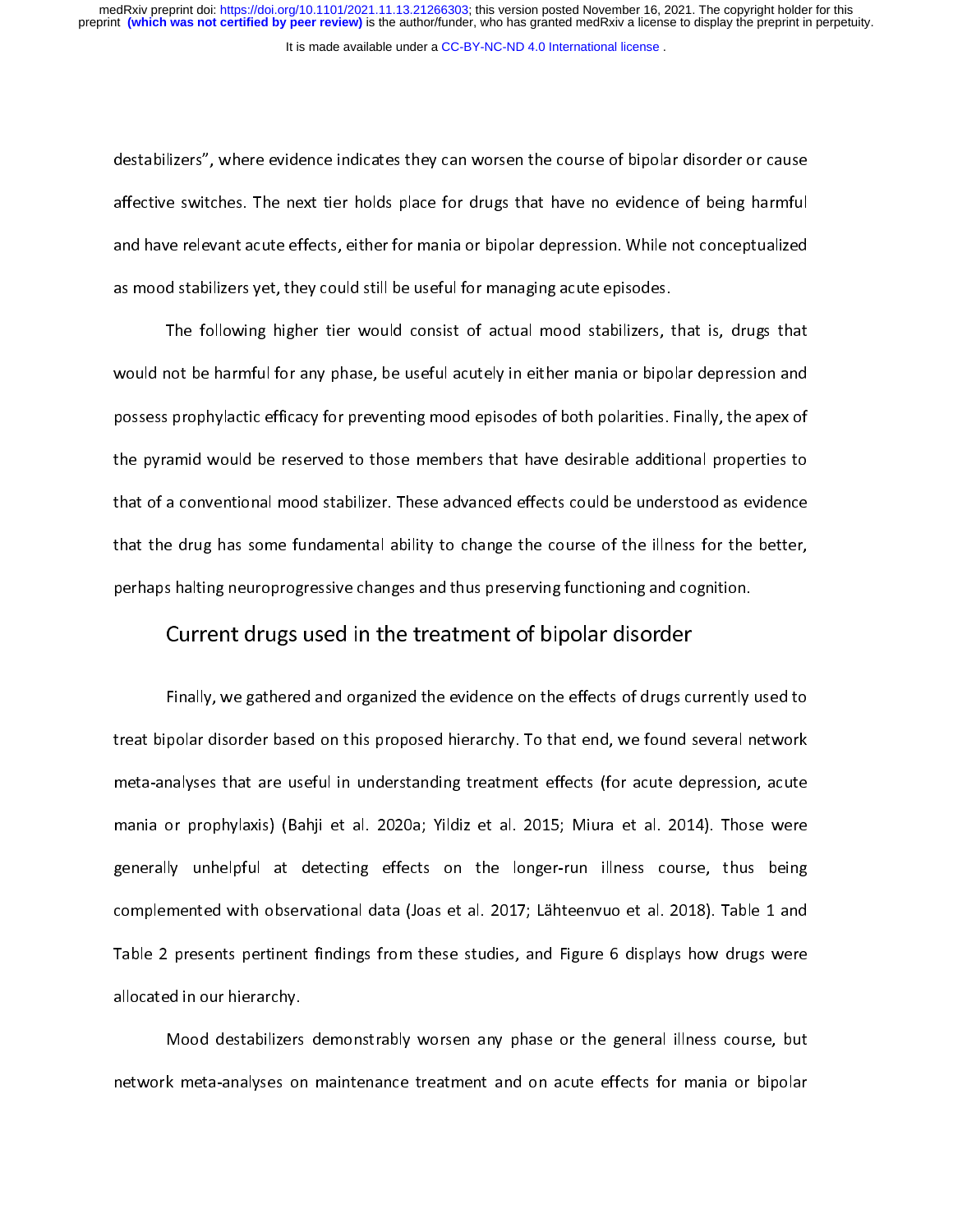destabilizers", where evidence indicates they can worsen the course of bipolar disorder or cause affective switches. The next tier holds place for drugs that have no evidence of being harmful and have relevant acute effects, either for mania or bipolar depression. While not conceptualized as mood stabilizers yet, they could still be useful for managing acute episodes.

The following higher tier would consist of actual mood stabilizers, that is, drugs that would not be harmful for any phase, be useful acutely in either mania or bipolar depression and possess prophylactic efficacy for preventing mood episodes of both polarities. Finally, the apex of the pyramid would be reserved to those members that have desirable additional properties to that of a conventional mood stabilizer. These advanced effects could be understood as evidence that the drug has some fundamental ability to change the course of the illness for the better, perhaps halting neuroprogressive changes and thus preserving functioning and cognition.

## Current drugs used in the treatment of bipolar disorder

Finally, we gathered and organized the evidence on the effects of drugs currently used to treat bipolar disorder based on this proposed hierarchy. To that end, we found several network meta-analyses that are useful in understanding treatment effects (for acute depression, acute mania or prophylaxis) (Bahji et al. 2020a; Yildiz et al. 2015; Miura et al. 2014). Those were generally unhelpful at detecting effects on the longer-run illness course, thus being complemented with observational data (Joas et al. 2017; Lähteenvuo et al. 2018). Table 1 and Table 2 presents pertinent findings from these studies, and Figure 6 displays how drugs were allocated in our hierarchy.

Mood destabilizers demonstrably worsen any phase or the general illness course, but network meta-analyses on maintenance treatment and on acute effects for mania or bipolar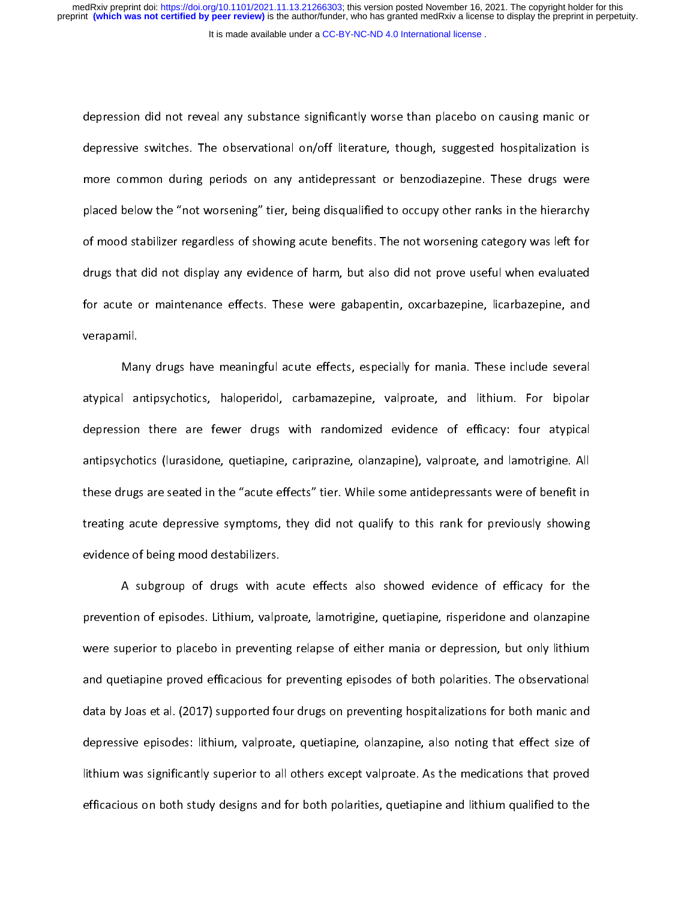depression did not reveal any substance significantly worse than placebo on causing manic or depressive switches. The observational on/off literature, though, suggested hospitalization is more common during periods on any antidepressant or benzodiazepine. These drugs were placed below the "not worsening" tier, being disqualified to occupy other ranks in the hierarchy of mood stabilizer regardless of showing acute benefits. The not worsening category was left for drugs that did not display any evidence of harm, but also did not prove useful when evaluated for acute or maintenance effects. These were gabapentin, oxcarbazepine, licarbazepine, and verapamil.

Many drugs have meaningful acute effects, especially for mania. These include several atypical antipsychotics, haloperidol, carbamazepine, valproate, and lithium. For bipolar depression there are fewer drugs with randomized evidence of efficacy: four atypical antipsychotics (lurasidone, quetiapine, cariprazine, olanzapine), valproate, and lamotrigine. All these drugs are seated in the "acute effects" tier. While some antidepressants were of benefit in treating acute depressive symptoms, they did not qualify to this rank for previously showing evidence of being mood destabilizers.

A subgroup of drugs with acute effects also showed evidence of efficacy for the prevention of episodes. Lithium, valproate, lamotrigine, quetiapine, risperidone and olanzapine were superior to placebo in preventing relapse of either mania or depression, but only lithium and quetiapine proved efficacious for preventing episodes of both polarities. The observational data by Joas et al. (2017) supported four drugs on preventing hospitalizations for both manic and depressive episodes: lithium, valproate, quetiapine, olanzapine, also noting that effect size of lithium was significantly superior to all others except valproate. As the medications that proved efficacious on both study designs and for both polarities, quetiapine and lithium qualified to the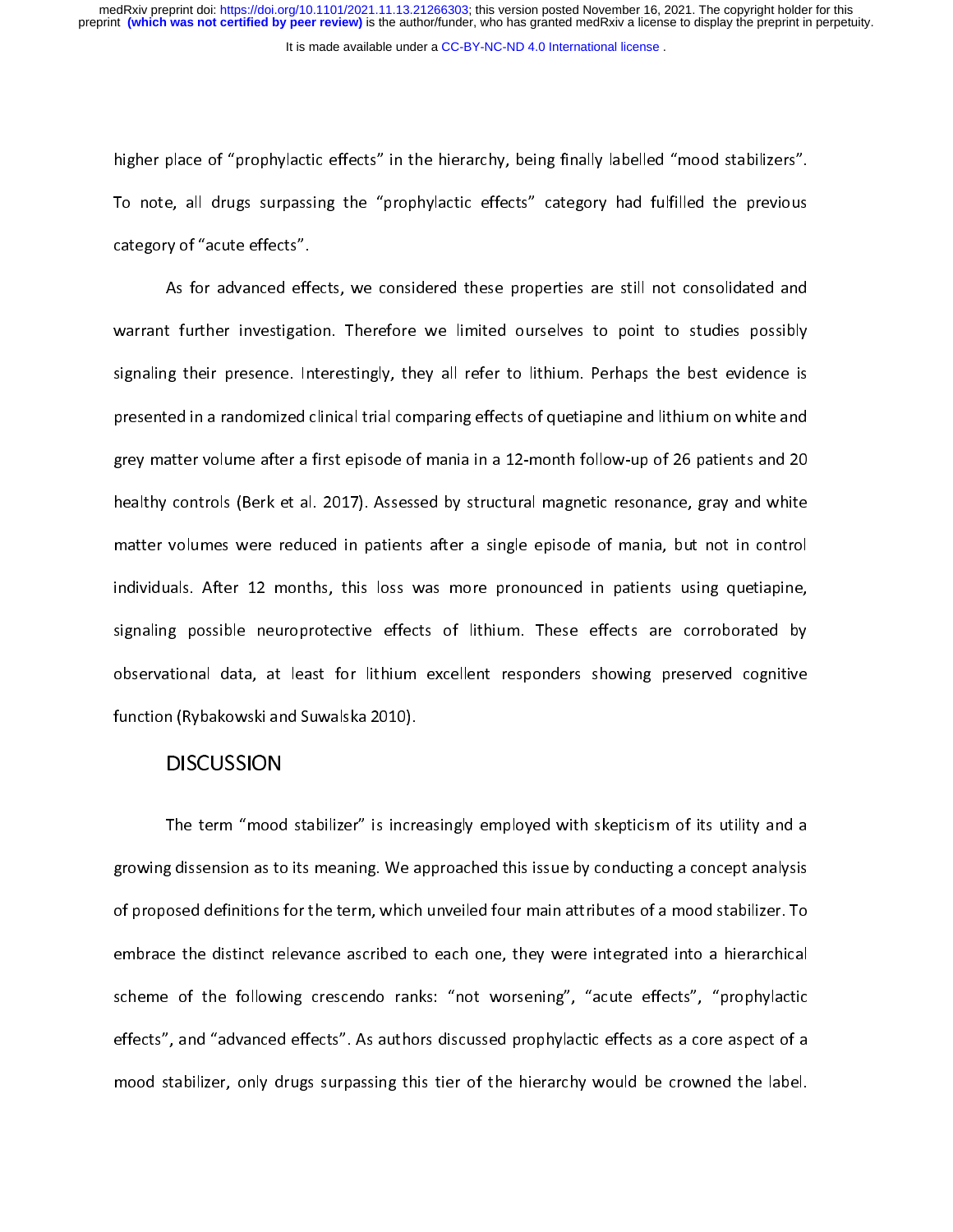higher place of "prophylactic effects" in the hierarchy, being finally labelled "mood stabilizers". To note, all drugs surpassing the "prophylactic effects" category had fulfilled the previous category of "acute effects".

As for advanced effects, we considered these properties are still not consolidated and warrant further investigation. Therefore we limited ourselves to point to studies possibly signaling their presence. Interestingly, they all refer to lithium. Perhaps the best evidence is presented in a randomized clinical trial comparing effects of quetiapine and lithium on white and grey matter volume after a first episode of mania in a 12-month follow-up of 26 patients and 20 healthy controls (Berk et al. 2017). Assessed by structural magnetic resonance, gray and white matter volumes were reduced in patients after a single episode of mania, but not in control individuals. After 12 months, this loss was more pronounced in patients using quetiapine, signaling possible neuroprotective effects of lithium. These effects are corroborated by observational data, at least for lithium excellent responders showing preserved cognitive function (Rybakowski and Suwalska 2010).

## DISCUSSION

The term "mood stabilizer" is increasingly employed with skepticism of its utility and a growing dissension as to its meaning. We approached this issue by conducting a concept analysis of proposed definitions for the term, which unveiled four main attributes of a mood stabilizer. To embrace the distinct relevance ascribed to each one, they were integrated into a hierarchical scheme of the following crescendo ranks: "not worsening", "acute effects", "prophylactic effects", and "advanced effects". As authors discussed prophylactic effects as a core aspect of a mood stabilizer, only drugs surpassing this tier of the hierarchy would be crowned the label.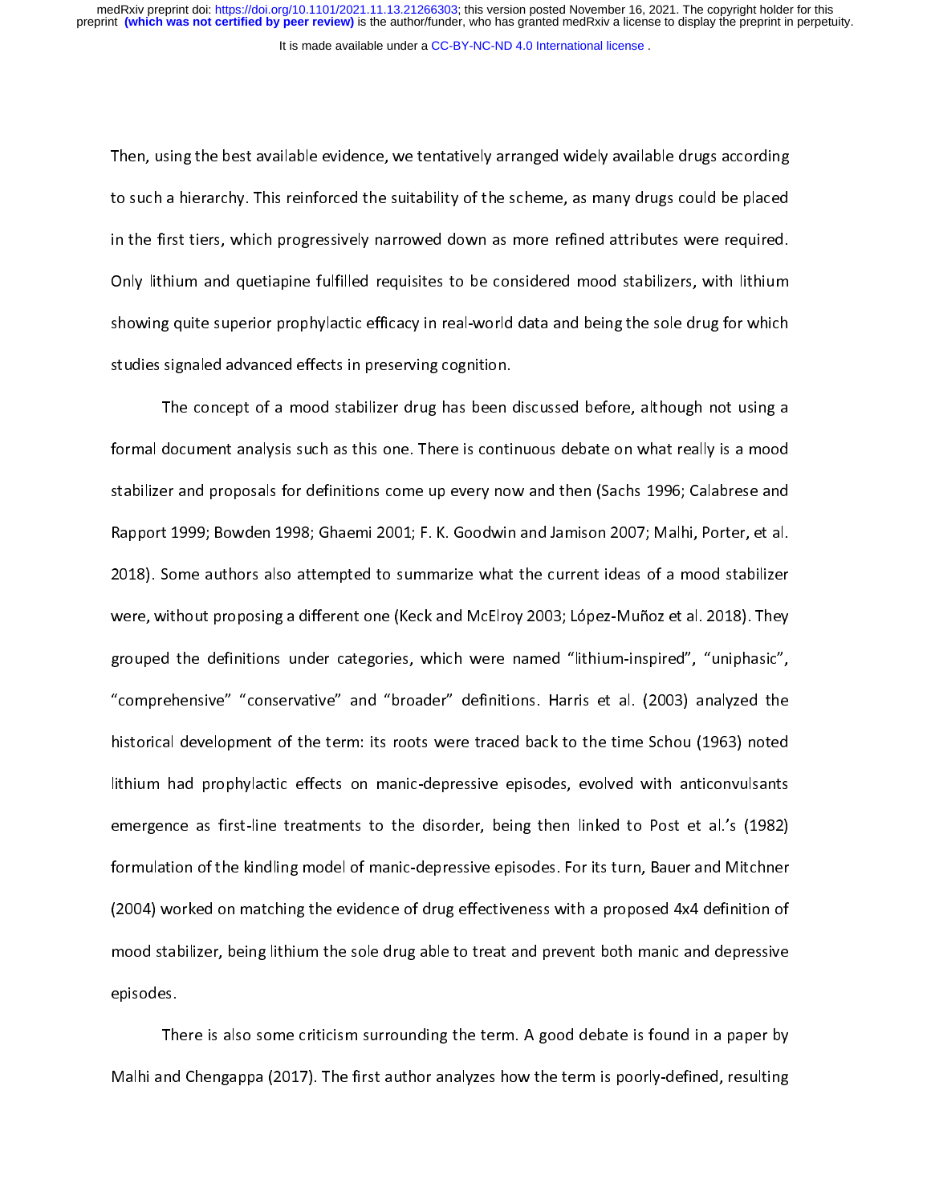Then, using the best available evidence, we tentatively arranged widely available drugs according to such a hierarchy. This reinforced the suitability of the scheme, as many drugs could be placed in the first tiers, which progressively narrowed down as more refined attributes were required. Only lithium and quetiapine fulfilled requisites to be considered mood stabilizers, with lithium showing quite superior prophylactic efficacy in real-world data and being the sole drug for which studies signaled advanced effects in preserving cognition.

The concept of a mood stabilizer drug has been discussed before, although not using a formal document analysis such as this one. There is continuous debate on what really is a mood stabilizer and proposals for definitions come up every now and then (Sachs 1996; Calabrese and Rapport 1999; Bowden 1998; Ghaemi 2001; F. K. Goodwin and Jamison 2007; Malhi, Porter, et al. 2018). Some authors also attempted to summarize what the current ideas of a mood stabilizer were, without proposing a different one (Keck and McElroy 2003; López-Muñoz et al. 2018). They grouped the definitions under categories, which were named "lithium-inspired", "uniphasic", "comprehensive" "conservative" and "broader" definitions. Harris et al. (2003) analyzed the historical development of the term: its roots were traced back to the time Schou (1963) noted lithium had prophylactic effects on manic-depressive episodes, evolved with anticonvulsants emergence as first-line treatments to the disorder, being then linked to Post et al.'s (1982) formulation of the kindling model of manic-depressive episodes. For its turn, Bauer and Mitchner (2004) worked on matching the evidence of drug effectiveness with a proposed 4x4 definition of mood stabilizer, being lithium the sole drug able to treat and prevent both manic and depressive episodes.

There is also some criticism surrounding the term. A good debate is found in a paper by Malhi and Chengappa (2017). The first author analyzes how the term is poorly-defined, resulting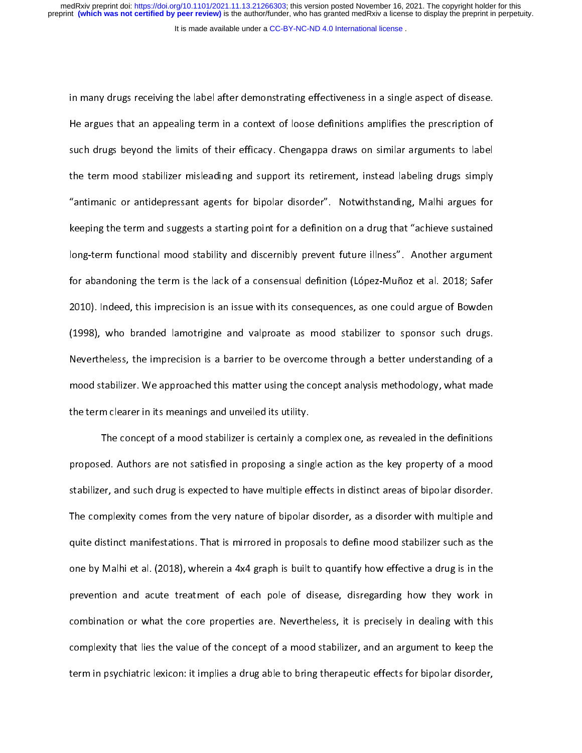in many drugs receiving the label after demonstrating effectiveness in a single aspect of disease. He argues that an appealing term in a context of loose definitions amplifies the prescription of such drugs beyond the limits of their efficacy. Chengappa draws on similar arguments to label the term mood stabilizer misleading and support its retirement, instead labeling drugs simply "antimanic or antidepressant agents for bipolar disorder". Notwithstanding, Malhi argues for keeping the term and suggests a starting point for a definition on a drug that "achieve sustained long-term functional mood stability and discernibly prevent future illness". Another argument for abandoning the term is the lack of a consensual definition (López-Muñoz et al. 2018; Safer 2010). Indeed, this imprecision is an issue with its consequences, as one could argue of Bowden (1998), who branded lamotrigine and valproate as mood stabilizer to sponsor such drugs. Nevertheless, the imprecision is a barrier to be overcome through a better understanding of a mood stabilizer. We approached this matter using the concept analysis methodology, what made the term clearer in its meanings and unveiled its utility.

The concept of a mood stabilizer is certainly a complex one, as revealed in the definitions proposed. Authors are not satisfied in proposing a single action as the key property of a mood stabilizer, and such drug is expected to have multiple effects in distinct areas of bipolar disorder. The complexity comes from the very nature of bipolar disorder, as a disorder with multiple and quite distinct manifestations. That is mirrored in proposals to define mood stabilizer such as the one by Malhi et al. (2018), wherein a 4x4 graph is built to quantify how effective a drug is in the prevention and acute treatment of each pole of disease, disregarding how they work in combination or what the core properties are. Nevertheless, it is precisely in dealing with this complexity that lies the value of the concept of a mood stabilizer, and an argument to keep the term in psychiatric lexicon: it implies a drug able to bring therapeutic effects for bipolar disorder,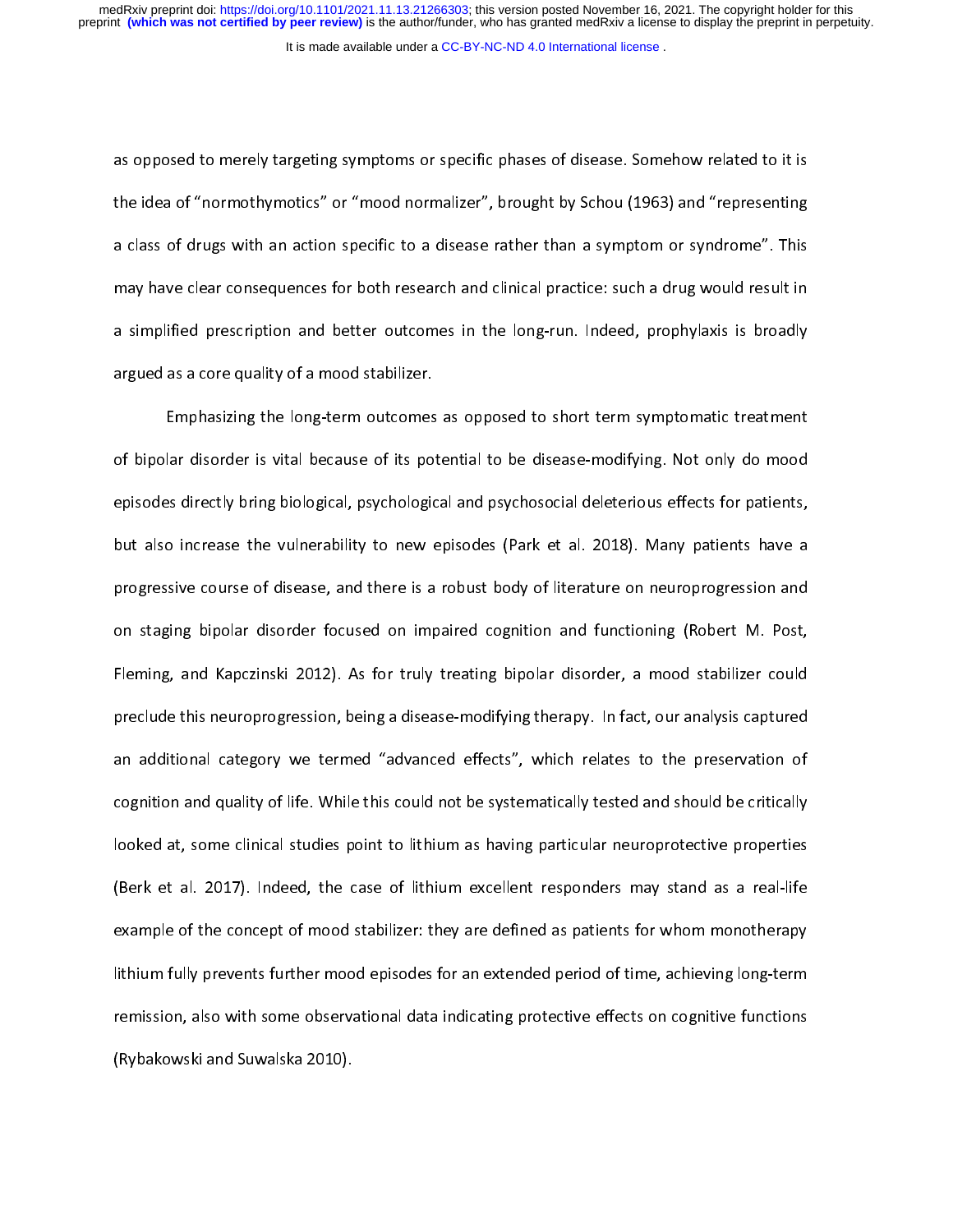as opposed to merely targeting symptoms or specific phases of disease. Somehow related to it is the idea of "normothymotics" or "mood normalizer", brought by Schou (1963) and "representing a class of drugs with an action specific to a disease rather than a symptom or syndrome". This may have clear consequences for both research and clinical practice: such a drug would result in a simplified prescription and better outcomes in the long-run. Indeed, prophylaxis is broadly argued as a core quality of a mood stabilizer.

Emphasizing the long-term outcomes as opposed to short term symptomatic treatment of bipolar disorder is vital because of its potential to be disease-modifying. Not only do mood episodes directly bring biological, psychological and psychosocial deleterious effects for patients, but also increase the vulnerability to new episodes (Park et al. 2018). Many patients have a progressive course of disease, and there is a robust body of literature on neuroprogression and on staging bipolar disorder focused on impaired cognition and functioning (Robert M. Post, Fleming, and Kapczinski 2012). As for truly treating bipolar disorder, a mood stabilizer could preclude this neuroprogression, being a disease-modifying therapy. In fact, our analysis captured an additional category we termed "advanced effects", which relates to the preservation of cognition and quality of life. While this could not be systematically tested and should be critically looked at, some clinical studies point to lithium as having particular neuroprotective properties (Berk et al. 2017). Indeed, the case of lithium excellent responders may stand as a real-life example of the concept of mood stabilizer: they are defined as patients for whom monotherapy lithium fully prevents further mood episodes for an extended period of time, achieving long-term remission, also with some observational data indicating protective effects on cognitive functions (Rybakowski and Suwalska 2010).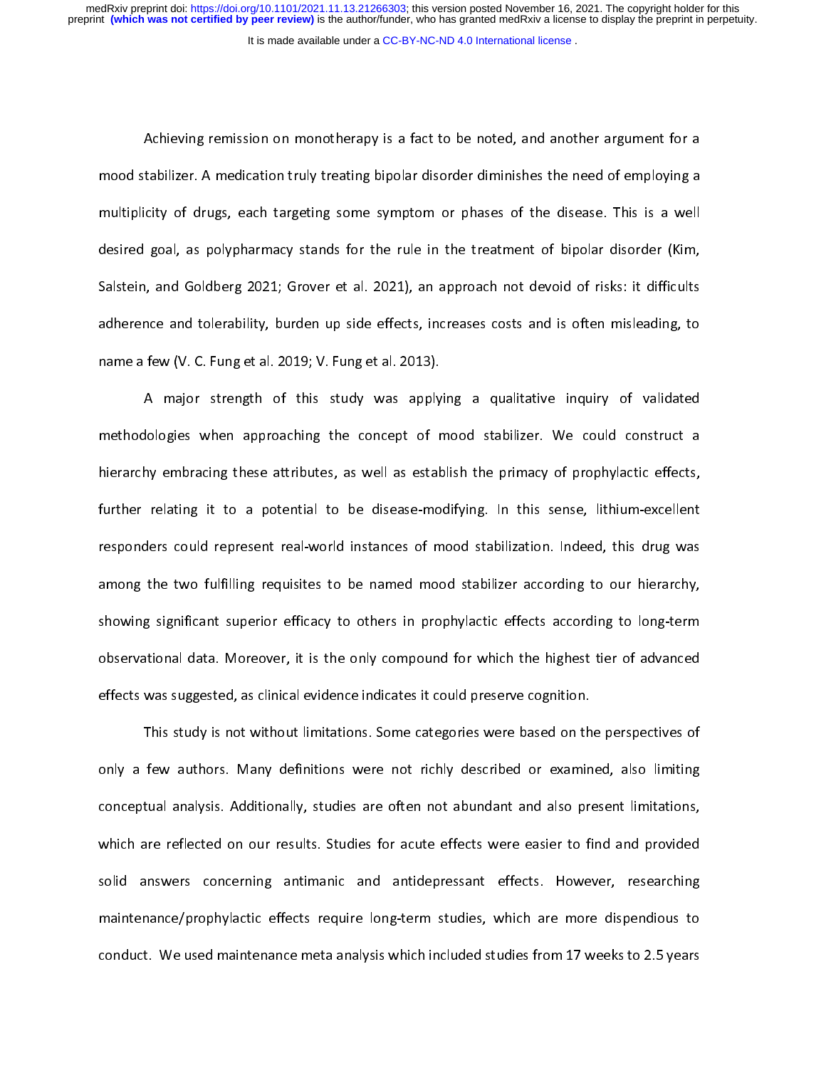Achieving remission on monotherapy is a fact to be noted, and another argument for a mood stabilizer. A medication truly treating bipolar disorder diminishes the need of employing a multiplicity of drugs, each targeting some symptom or phases of the disease. This is a well desired goal, as polypharmacy stands for the rule in the treatment of bipolar disorder (Kim, Salstein, and Goldberg 2021; Grover et al. 2021), an approach not devoid of risks: it difficults adherence and tolerability, burden up side effects, increases costs and is often misleading, to name a few (V. C. Fung et al. 2019; V. Fung et al. 2013).

A major strength of this study was applying a qualitative inquiry of validated methodologies when approaching the concept of mood stabilizer. We could construct a hierarchy embracing these attributes, as well as establish the primacy of prophylactic effects, further relating it to a potential to be disease-modifying. In this sense, lithium-excellent responders could represent real-world instances of mood stabilization. Indeed, this drug was among the two fulfilling requisites to be named mood stabilizer according to our hierarchy, showing significant superior efficacy to others in prophylactic effects according to long-term observational data. Moreover, it is the only compound for which the highest tier of advanced effects was suggested, as clinical evidence indicates it could preserve cognition.

This study is not without limitations. Some categories were based on the perspectives of only a few authors. Many definitions were not richly described or examined, also limiting conceptual analysis. Additionally, studies are often not abundant and also present limitations, which are reflected on our results. Studies for acute effects were easier to find and provided solid answers concerning antimanic and antidepressant effects. However, researching maintenance/prophylactic effects require long-term studies, which are more dispendious to conduct. We used maintenance meta analysis which included studies from 17 weeks to 2.5 years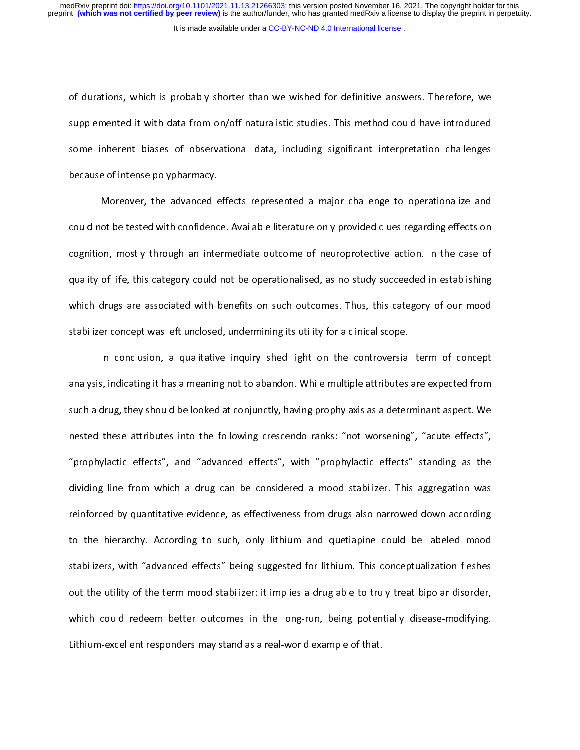of durations, which is probably shorter than we wished for definitive answers. Therefore, we supplemented it with data from on/off naturalistic studies. This method could have introduced some inherent biases of observational data, including significant interpretation challenges because of intense polypharmacy.

Moreover, the advanced effects represented a major challenge to operationalize and could not be tested with confidence. Available literature only provided clues regarding effects on cognition, mostly through an intermediate outcome of neuroprotective action. In the case of quality of life, this category could not be operationalised, as no study succeeded in establishing which drugs are associated with benefits on such outcomes. Thus, this category of our mood stabilizer concept was left unclosed, undermining its utility for a clinical scope.

In conclusion, a qualitative inquiry shed light on the controversial term of concept analysis, indicating it has a meaning not to abandon. While multiple attributes are expected from such a drug, they should be looked at conjunctly, having prophylaxis as a determinant aspect. We nested these attributes into the following crescendo ranks: "not worsening", "acute effects", "prophylactic effects", and "advanced effects", with "prophylactic effects" standing as the dividing line from which a drug can be considered a mood stabilizer. This aggregation was reinforced by quantitative evidence, as effectiveness from drugs also narrowed down according to the hierarchy. According to such, only lithium and quetiapine could be labeled mood stabilizers, with "advanced effects" being suggested for lithium. This conceptualization fleshes out the utility of the term mood stabilizer: it implies a drug able to truly treat bipolar disorder, which could redeem better outcomes in the long-run, being potentially disease-modifying. Lithium-excellent responders may stand as a real-world example of that.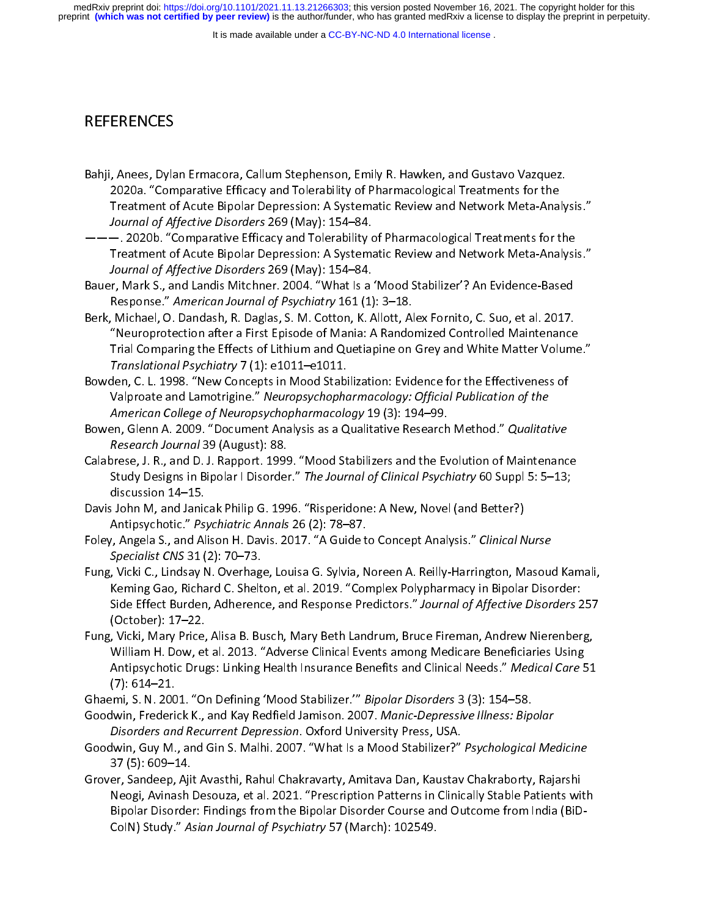## REFERENCES

Bahji, Anees, Dylan Ermacora, Callum Stephenson, Emily R. Hawken, and Gustavo Vazquez. 2020a. "Comparative Efficacy and Tolerability of Pharmacological Treatments for the Treatment of Acute Bipolar Depression: A Systematic Review and Network Meta-Analysis." *Journal of Affective Disorders* 269 (May): 154–84.

———. 2020b. "Comparative Efficacy and Tolerability of Pharmacological Treatments for the Treatment of Acute Bipolar Depression: A Systematic Review and Network Meta-Analysis." *Journal of Affective Disorders* 269 (May): 154–84.

Bauer, Mark S., and Landis Mitchner. 2004. "What Is a 'Mood Stabilizer'? An Evidence-Based Response." *American Journal of Psychiatry* 161 (1): 3–18.

Berk, Michael, O. Dandash, R. Daglas, S. M. Cotton, K. Allott, Alex Fornito, C. Suo, et al. 2017. "Neuroprotection after a First Episode of Mania: A Randomized Controlled Maintenance Trial Comparing the Effects of Lithium and Quetiapine on Grey and White Matter Volume." *Translational Psychiatry* 7 (1): e1011–e1011.

Bowden, C. L. 1998. "New Concepts in Mood Stabilization: Evidence for the Effectiveness of Valproate and Lamotrigine." *Neuropsychopharmacology: Official Publication of the American College of Neuropsychopharmacology* 19 (3): 194–99.

Bowen, Glenn A. 2009. "Document Analysis as a Qualitative Research Method." *Qualitative Research Journal* 39 (August): 88.

Calabrese, J. R., and D. J. Rapport. 1999. "Mood Stabilizers and the Evolution of Maintenance Study Designs in Bipolar I Disorder." *The Journal of Clinical Psychiatry* 60 Suppl 5: 5–13; discussion 14–15.

Davis John M, and Janicak Philip G. 1996. "Risperidone: A New, Novel (and Better?) Antipsychotic." *Psychiatric Annals* 26 (2): 78–87.

Foley, Angela S., and Alison H. Davis. 2017. "A Guide to Concept Analysis." *Clinical Nurse Specialist CNS* 31 (2): 70–73.

Fung, Vicki C., Lindsay N. Overhage, Louisa G. Sylvia, Noreen A. Reilly-Harrington, Masoud Kamali, Keming Gao, Richard C. Shelton, et al. 2019. "Complex Polypharmacy in Bipolar Disorder: Side Effect Burden, Adherence, and Response Predictors." *Journal of Affective Disorders* 257 (October): 17–22.

Fung, Vicki, Mary Price, Alisa B. Busch, Mary Beth Landrum, Bruce Fireman, Andrew Nierenberg, William H. Dow, et al. 2013. "Adverse Clinical Events among Medicare Beneficiaries Using Antipsychotic Drugs: Linking Health Insurance Benefits and Clinical Needs." *Medical Care* 51 (7): 614–21.

Ghaemi, S. N. 2001. "On Defining 'Mood Stabilizer.'" *Bipolar Disorders* 3 (3): 154–58.

Goodwin, Frederick K., and Kay Redfield Jamison. 2007. *Manic-Depressive Illness: Bipolar Disorders and Recurrent Depression*. Oxford University Press, USA.

Goodwin, Guy M., and Gin S. Malhi. 2007. "What Is a Mood Stabilizer?" *Psychological Medicine* 37 (5): 609–14.

Grover, Sandeep, Ajit Avasthi, Rahul Chakravarty, Amitava Dan, Kaustav Chakraborty, Rajarshi Neogi, Avinash Desouza, et al. 2021. "Prescription Patterns in Clinically Stable Patients with Bipolar Disorder: Findings from the Bipolar Disorder Course and Outcome from India (BiD-CoIN) Study." *Asian Journal of Psychiatry* 57 (March): 102549.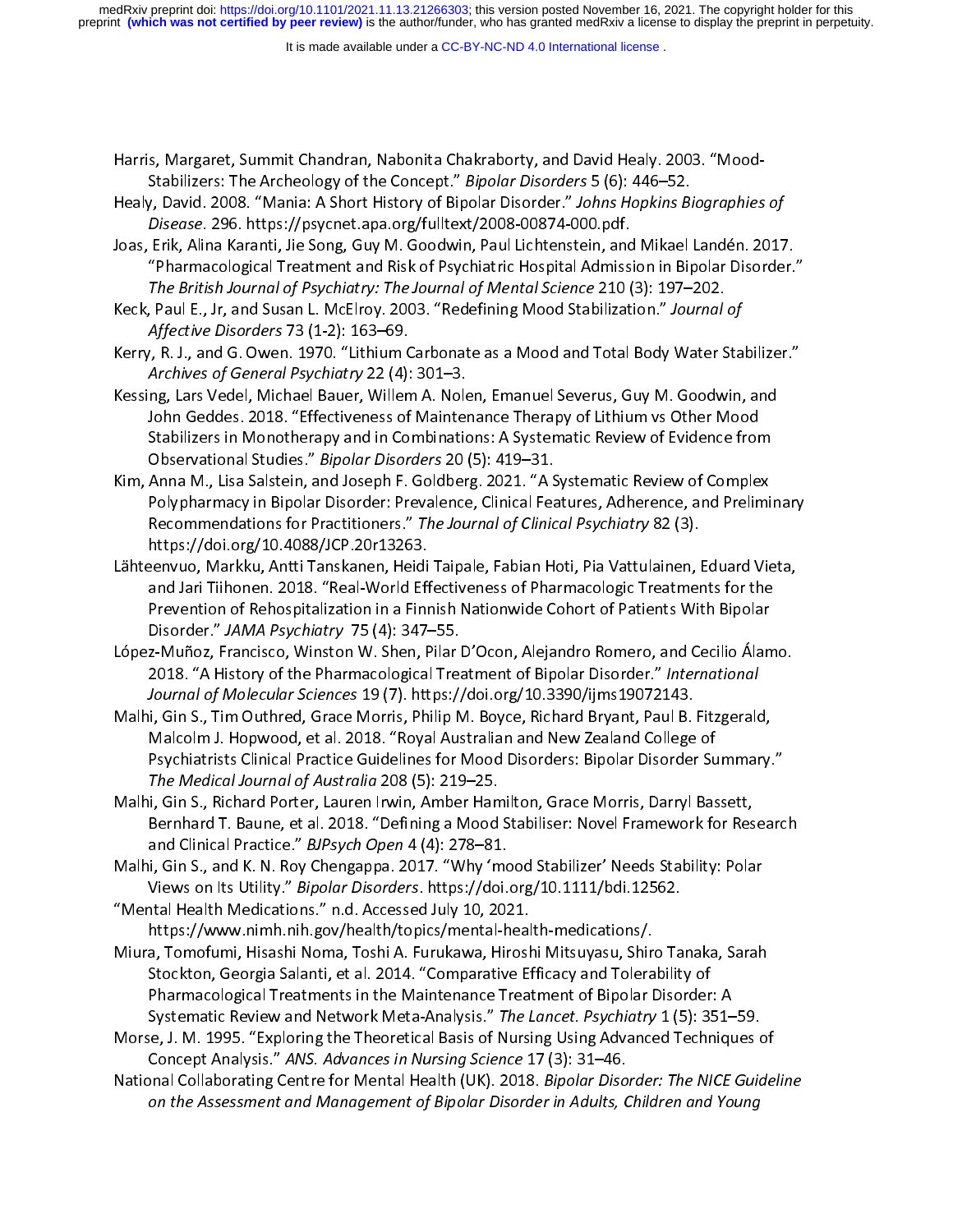Harris, Margaret, Summit Chandran, Nabonita Chakraborty, and David Healy. 2003. "Mood-Stabilizers: The Archeology of the Concept." *Bipolar Disorders* 5 (6): 446–52.

Healy, David. 2008. "Mania: A Short History of Bipolar Disorder." *Johns Hopkins Biographies of Disease*. 296. https://psycnet.apa.org/fulltext/2008-00874-000.pdf.

Joas, Erik, Alina Karanti, Jie Song, Guy M. Goodwin, Paul Lichtenstein, and Mikael Landén. 2017. "Pharmacological Treatment and Risk of Psychiatric Hospital Admission in Bipolar Disorder." *The British Journal of Psychiatry: The Journal of Mental Science* 210 (3): 197–202.

Keck, Paul E., Jr, and Susan L. McElroy. 2003. "Redefining Mood Stabilization." *Journal of Affective Disorders* 73 (1-2): 163–69.

Kerry, R. J., and G. Owen. 1970. "Lithium Carbonate as a Mood and Total Body Water Stabilizer." *Archives of General Psychiatry* 22 (4): 301–3.

Kessing, Lars Vedel, Michael Bauer, Willem A. Nolen, Emanuel Severus, Guy M. Goodwin, and John Geddes. 2018. "Effectiveness of Maintenance Therapy of Lithium vs Other Mood Stabilizers in Monotherapy and in Combinations: A Systematic Review of Evidence from Observational Studies." *Bipolar Disorders* 20 (5): 419–31.

Kim, Anna M., Lisa Salstein, and Joseph F. Goldberg. 2021. "A Systematic Review of Complex Polypharmacy in Bipolar Disorder: Prevalence, Clinical Features, Adherence, and Preliminary Recommendations for Practitioners." *The Journal of Clinical Psychiatry* 82 (3). https://doi.org/10.4088/JCP.20r13263.

Lähteenvuo, Markku, Antti Tanskanen, Heidi Taipale, Fabian Hoti, Pia Vattulainen, Eduard Vieta, and Jari Tiihonen. 2018. "Real-World Effectiveness of Pharmacologic Treatments for the Prevention of Rehospitalization in a Finnish Nationwide Cohort of Patients With Bipolar Disorder." *JAMA Psychiatry* 75 (4): 347–55.

López-Muñoz, Francisco, Winston W. Shen, Pilar D'Ocon, Alejandro Romero, and Cecilio Álamo. 2018. "A History of the Pharmacological Treatment of Bipolar Disorder." *International Journal of Molecular Sciences* 19 (7). https://doi.org/10.3390/ijms19072143.

Malhi, Gin S., Tim Outhred, Grace Morris, Philip M. Boyce, Richard Bryant, Paul B. Fitzgerald, Malcolm J. Hopwood, et al. 2018. "Royal Australian and New Zealand College of Psychiatrists Clinical Practice Guidelines for Mood Disorders: Bipolar Disorder Summary." *The Medical Journal of Australia* 208 (5): 219–25.

Malhi, Gin S., Richard Porter, Lauren Irwin, Amber Hamilton, Grace Morris, Darryl Bassett, Bernhard T. Baune, et al. 2018. "Defining a Mood Stabiliser: Novel Framework for Research and Clinical Practice." *BJPsych Open* 4 (4): 278–81.

Malhi, Gin S., and K. N. Roy Chengappa. 2017. "Why 'mood Stabilizer' Needs Stability: Polar Views on Its Utility." *Bipolar Disorders*. https://doi.org/10.1111/bdi.12562.

"Mental Health Medications." n.d. Accessed July 10, 2021. https://www.nimh.nih.gov/health/topics/mental-health-medications/.

Miura, Tomofumi, Hisashi Noma, Toshi A. Furukawa, Hiroshi Mitsuyasu, Shiro Tanaka, Sarah Stockton, Georgia Salanti, et al. 2014. "Comparative Efficacy and Tolerability of Pharmacological Treatments in the Maintenance Treatment of Bipolar Disorder: A Systematic Review and Network Meta-Analysis." *The Lancet. Psychiatry* 1 (5): 351–59.

Morse, J. M. 1995. "Exploring the Theoretical Basis of Nursing Using Advanced Techniques of Concept Analysis." *ANS. Advances in Nursing Science* 17 (3): 31–46.

National Collaborating Centre for Mental Health (UK). 2018. *Bipolar Disorder: The NICE Guideline on the Assessment and Management of Bipolar Disorder in Adults, Children and Young*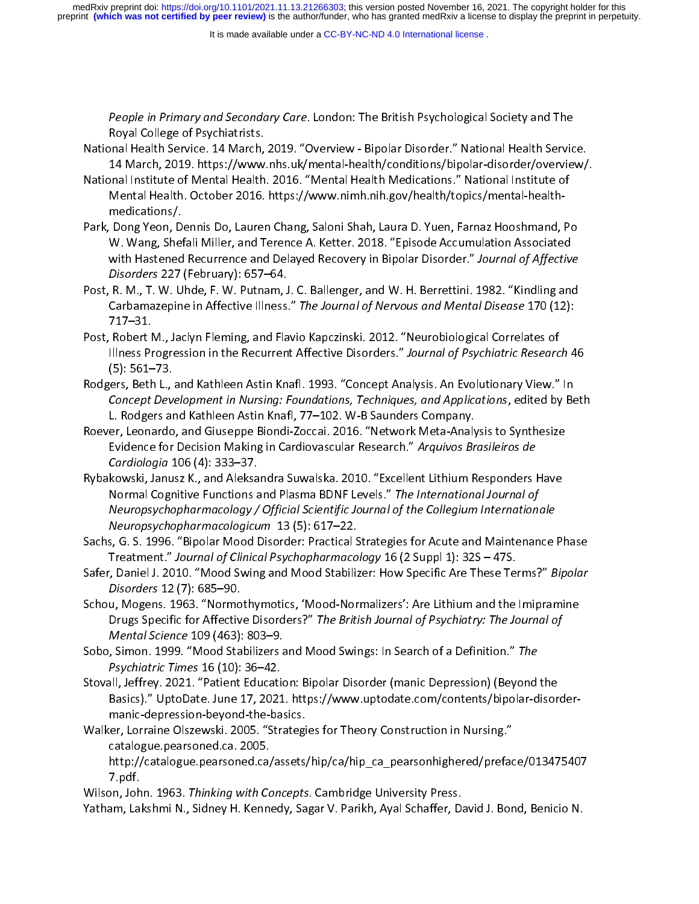*People in Primary and Secondary Care*. London: The British Psychological Society and The Royal College of Psychiatrists.

National Health Service. 14 March, 2019. "Overview - Bipolar Disorder." National Health Service. 14 March, 2019. https://www.nhs.uk/mental-health/conditions/bipolar-disorder/overview/.

National Institute of Mental Health. 2016. "Mental Health Medications." National Institute of Mental Health. October 2016. https://www.nimh.nih.gov/health/topics/mental-health-medications/.

Park, Dong Yeon, Dennis Do, Lauren Chang, Saloni Shah, Laura D. Yuen, Farnaz Hooshmand, Po W. Wang, Shefali Miller, and Terence A. Ketter. 2018. "Episode Accumulation Associated with Hastened Recurrence and Delayed Recovery in Bipolar Disorder." *Journal of Affective Disorders* 227 (February): 657–64.

Post, R. M., T. W. Uhde, F. W. Putnam, J. C. Ballenger, and W. H. Berrettini. 1982. "Kindling and Carbamazepine in Affective Illness." *The Journal of Nervous and Mental Disease* 170 (12): 717–31.

Post, Robert M., Jaclyn Fleming, and Flavio Kapczinski. 2012. "Neurobiological Correlates of Illness Progression in the Recurrent Affective Disorders." *Journal of Psychiatric Research* 46 (5): 561–73.

Rodgers, Beth L., and Kathleen Astin Knafl. 1993. "Concept Analysis. An Evolutionary View." In *Concept Development in Nursing: Foundations, Techniques, and Applications*, edited by Beth L. Rodgers and Kathleen Astin Knafl, 77–102. W-B Saunders Company.

Roever, Leonardo, and Giuseppe Biondi-Zoccai. 2016. "Network Meta-Analysis to Synthesize Evidence for Decision Making in Cardiovascular Research." *Arquivos Brasileiros de Cardiologia* 106 (4): 333–37.

Rybakowski, Janusz K., and Aleksandra Suwalska. 2010. "Excellent Lithium Responders Have Normal Cognitive Functions and Plasma BDNF Levels." *The International Journal of Neuropsychopharmacology / Official Scientific Journal of the Collegium Internationale Neuropsychopharmacologicum* 13 (5): 617–22.

Sachs, G. S. 1996. "Bipolar Mood Disorder: Practical Strategies for Acute and Maintenance Phase Treatment." *Journal of Clinical Psychopharmacology* 16 (2 Suppl 1): 32S – 47S.

Safer, Daniel J. 2010. "Mood Swing and Mood Stabilizer: How Specific Are These Terms?" *Bipolar Disorders* 12 (7): 685–90.

Schou, Mogens. 1963. "Normothymotics, 'Mood-Normalizers': Are Lithium and the Imipramine Drugs Specific for Affective Disorders?" *The British Journal of Psychiatry: The Journal of Mental Science* 109 (463): 803–9.

Sobo, Simon. 1999. "Mood Stabilizers and Mood Swings: In Search of a Definition." *The Psychiatric Times* 16 (10): 36–42.

Stovall, Jeffrey. 2021. "Patient Education: Bipolar Disorder (manic Depression) (Beyond the Basics)." UptoDate. June 17, 2021. https://www.uptodate.com/contents/bipolar-disorder-manic-depression-beyond-the-basics.

Walker, Lorraine Olszewski. 2005. "Strategies for Theory Construction in Nursing." catalogue.pearsoned.ca. 2005. http://catalogue.pearsoned.ca/assets/hip/ca/hip_ca_pearsonhighered/preface/0134754077.pdf.

Wilson, John. 1963. *Thinking with Concepts*. Cambridge University Press.

Yatham, Lakshmi N., Sidney H. Kennedy, Sagar V. Parikh, Ayal Schaffer, David J. Bond, Benicio N.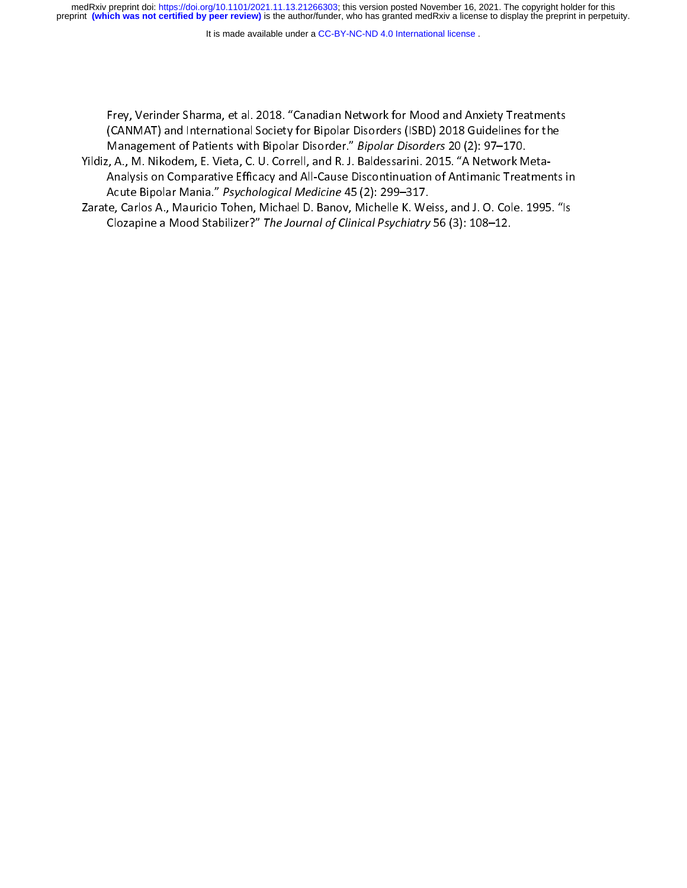Frey, Verinder Sharma, et al. 2018. “Canadian Network for Mood and Anxiety Treatments (CANMAT) and International Society for Bipolar Disorders (ISBD) 2018 Guidelines for the Management of Patients with Bipolar Disorder.” *Bipolar Disorders* 20 (2): 97–170.

Yildiz, A., M. Nikodem, E. Vieta, C. U. Correll, and R. J. Baldessarini. 2015. “A Network Meta-Analysis on Comparative Efficacy and All-Cause Discontinuation of Antimanic Treatments in Acute Bipolar Mania.” *Psychological Medicine* 45 (2): 299–317.

Zarate, Carlos A., Mauricio Tohen, Michael D. Banov, Michelle K. Weiss, and J. O. Cole. 1995. “Is Clozapine a Mood Stabilizer?” *The Journal of Clinical Psychiatry* 56 (3): 108–12.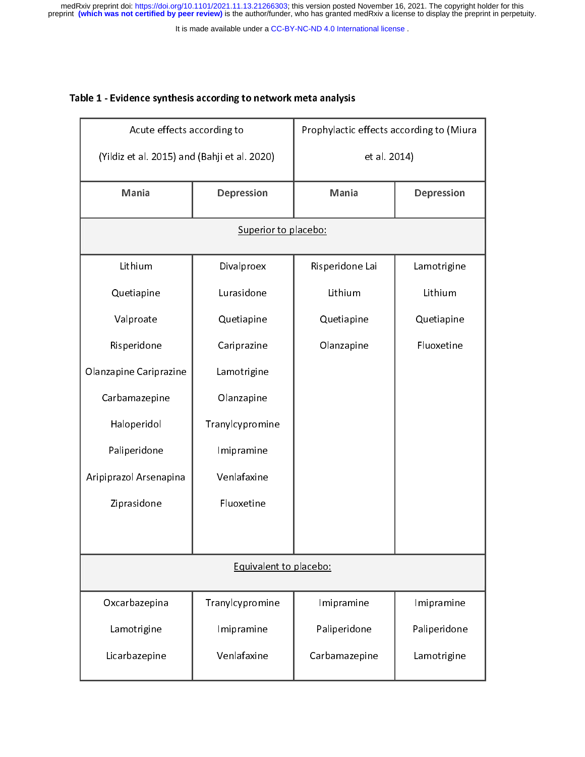**Table 1 - Evidence synthesis according to network meta analysis**

| Acute effects according to (Yildiz et al. 2015) and (Bahji et al. 2020) | | Prophylactic effects according to (Miura et al. 2014) | |
|---|---|---|---|
| **Mania** | **Depression** | **Mania** | **Depression** |
| Superior to placebo: | | | |
| Lithium | Divalproex | Risperidone Lai | Lamotrigine |
| Quetiapine | Lurasidone | Lithium | Lithium |
| Valproate | Quetiapine | Quetiapine | Quetiapine |
| Risperidone | Cariprazine | Olanzapine | Fluoxetine |
| Olanzapine Cariprazine | Lamotrigine | | |
| Carbamazepine | Olanzapine | | |
| Haloperidol | Tranylcypromine | | |
| Paliperidone | Imipramine | | |
| Aripiprazol Arsenapina | Venlafaxine | | |
| Ziprasidone | Fluoxetine | | |
| Equivalent to placebo: | | | |
| Oxcarbazepina | Tranylcypromine | Imipramine | Imipramine |
| Lamotrigine | Imipramine | Paliperidone | Paliperidone |
| Licarbazepine | Venlafaxine | Carbamazepine | Lamotrigine |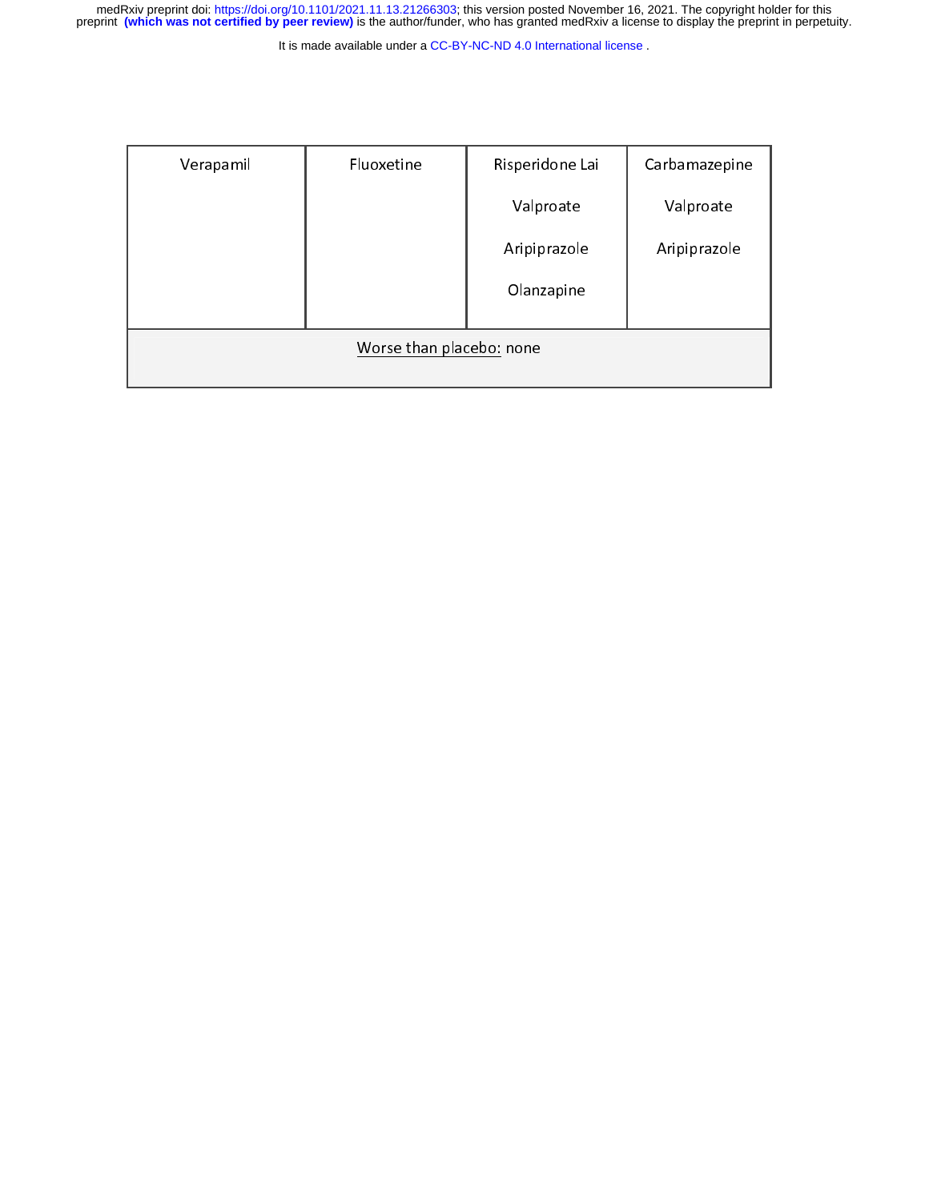| | | | |
|---|---|---|---|
| Verapamil | Fluoxetine | Risperidone Lai | Carbamazepine |
| | | Valproate | Valproate |
| | | Aripiprazole | Aripiprazole |
| | | Olanzapine | |
| Worse than placebo: none | | | |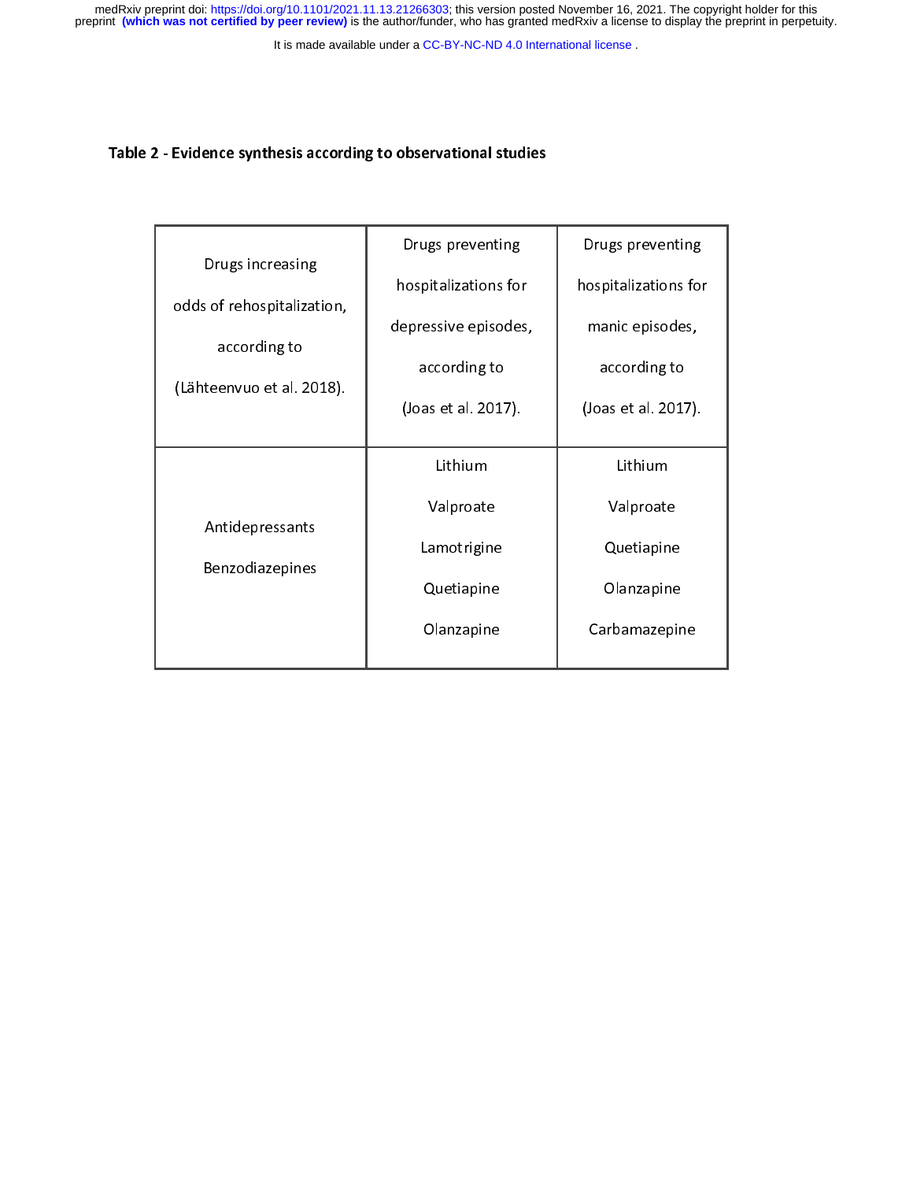**Table 2 - Evidence synthesis according to observational studies**

| Drugs increasing odds of rehospitalization, according to (Lähteenvuo et al. 2018). | Drugs preventing hospitalizations for depressive episodes, according to (Joas et al. 2017). | Drugs preventing hospitalizations for manic episodes, according to (Joas et al. 2017). |
|---|---|---|
| Antidepressants<br>Benzodiazepines | Lithium<br>Valproate<br>Lamotrigine<br>Quetiapine<br>Olanzapine | Lithium<br>Valproate<br>Quetiapine<br>Olanzapine<br>Carbamazepine |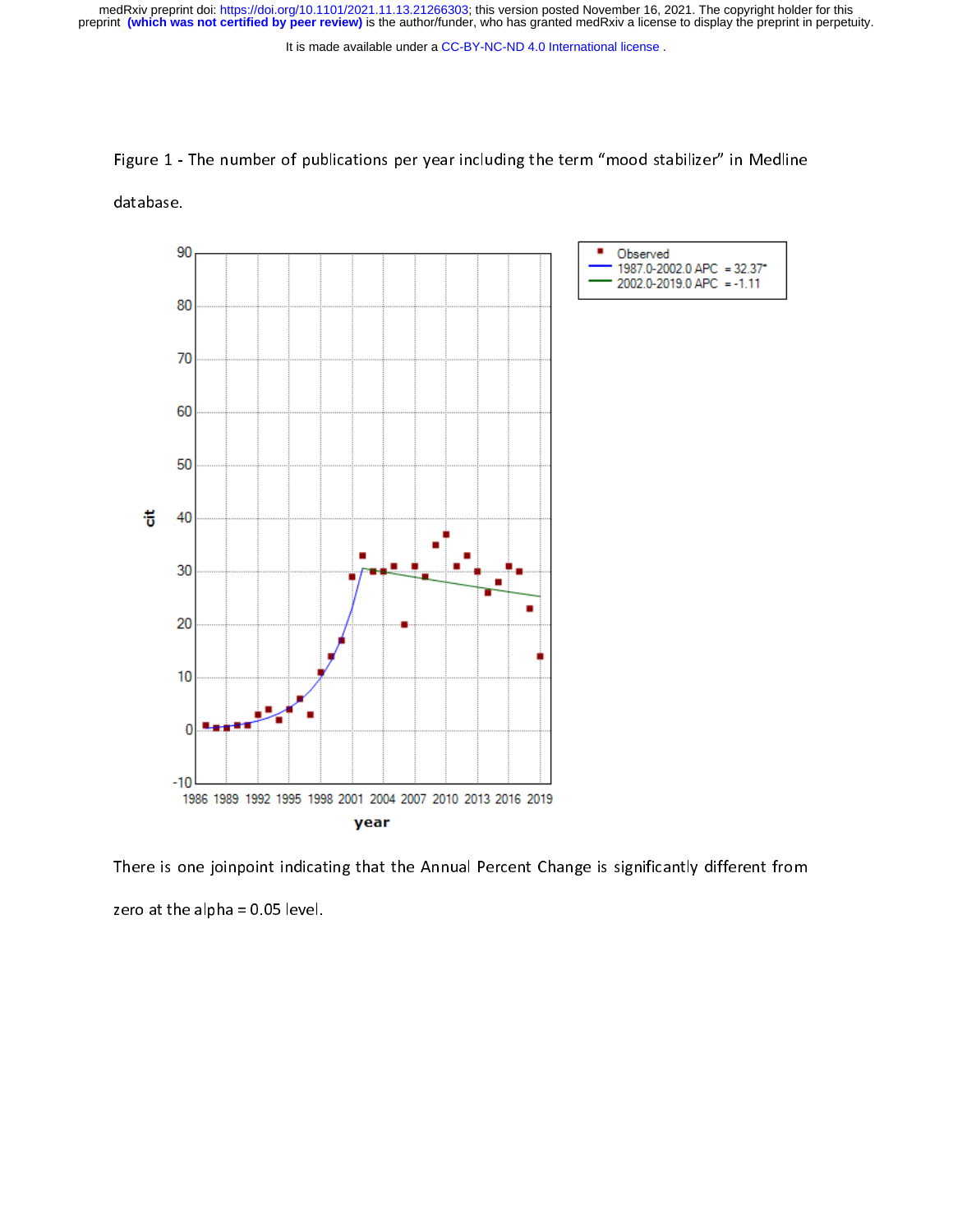Figure 1 - The number of publications per year including the term “mood stabilizer” in Medline database.

Observed
1987.0-2002.0 APC = 32.37*
2002.0-2019.0 APC = -1.11

cit

90
80
70
60
50
40
30
20
10
0
-10

1986 1989 1992 1995 1998 2001 2004 2007 2010 2013 2016 2019

year

There is one joinpoint indicating that the Annual Percent Change is significantly different from zero at the alpha = 0.05 level.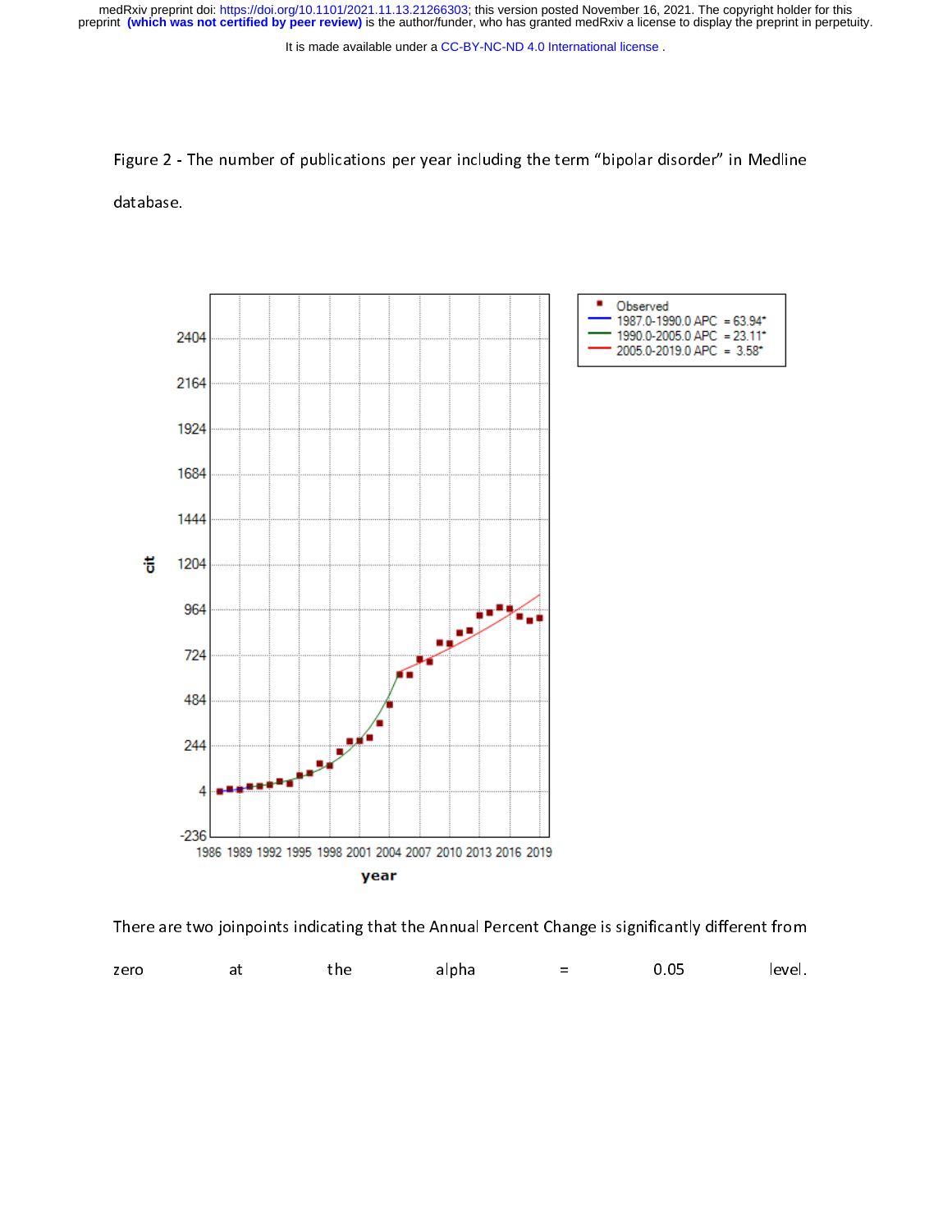Figure 2 - The number of publications per year including the term “bipolar disorder” in Medline database.

Observed
1987.0-1990.0 APC = 63.94*
1990.0-2005.0 APC = 23.11*
2005.0-2019.0 APC = 3.58*

cit

2404
2164
1924
1684
1444
1204
964
724
484
244
4
-236

1986 1989 1992 1995 1998 2001 2004 2007 2010 2013 2016 2019

year

There are two joinpoints indicating that the Annual Percent Change is significantly different from zero at the alpha = 0.05 level.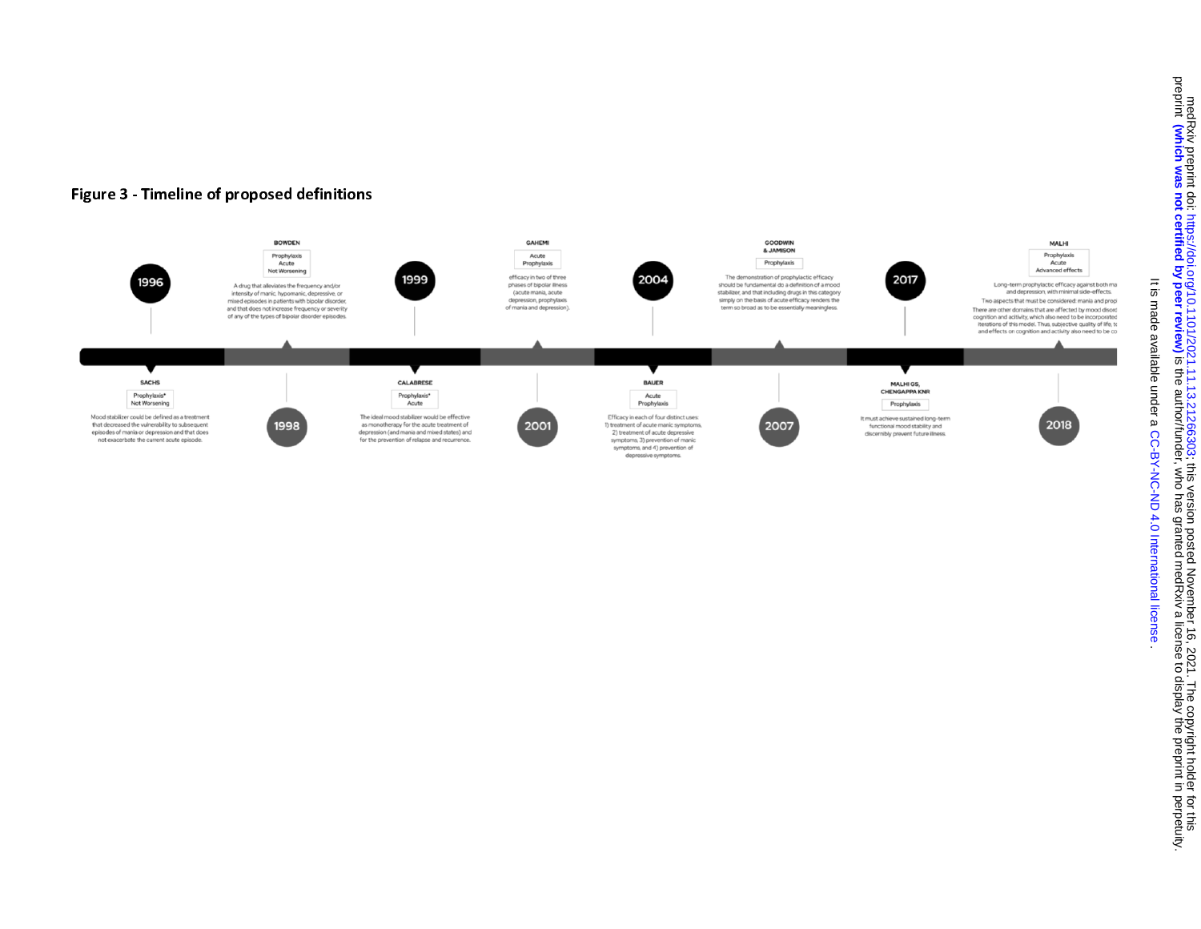**Figure 3 - Timeline of proposed definitions**

1996

SACHS

Prophylaxis*
Not Worsening

Mood stabilizer could be defined as a treatment that decreased the vulnerability to subsequent episodes of mania or depression and that does not exacerbate the current acute episode.

1998

BOWDEN

Prophylaxis
Acute
Not Worsening

A drug that alleviates the frequency and/or intensity of manic, hypomanic, depressive, or mixed episodes in patients with bipolar disorder, and that does not increase frequency or severity of any of the types of bipolar disorder episodes.

1999

CALABRESE

Prophylaxis*
Acute

The ideal mood stabilizer would be effective as monotherapy for the acute treatment of depression (and mania and mixed states) and for the prevention of relapse and recurrence.

2001

GAHEMI

Acute
Prophylaxis

efficacy in two of three phases of bipolar illness (acute mania, acute depression, prophylaxis of mania and depression).

2004

BAUER

Acute
Prophylaxis

Efficacy in each of four distinct uses: 1) treatment of acute manic symptoms, 2) treatment of acute depressive symptoms, 3) prevention of manic symptoms, and 4) prevention of depressive symptoms.

2007

GOODWIN & JAMISON

Prophylaxis

The demonstration of prophylactic efficacy should be fundamental do a definition of a mood stabilizer, and that including drugs in this category simply on the basis of acute efficacy renders the term so broad as to be essentially meaningless.

2017

MALHI GS, CHENGAPPA KNR

Prophylaxis

It must achieve sustained long-term functional mood stability and discernibly prevent future illness.

2018

MALHI

Prophylaxis
Acute
Advanced effects

Long-term prophylactic efficacy against both ma and depression, with minimal side-effects.

Two aspects that must be considered: mania and prop

There are other domains that are affected by mood disord cognition and activity, which also need to be incorporated iterations of this model. Thus, subjective quality of life, t and effects on cognition and activity also need to be co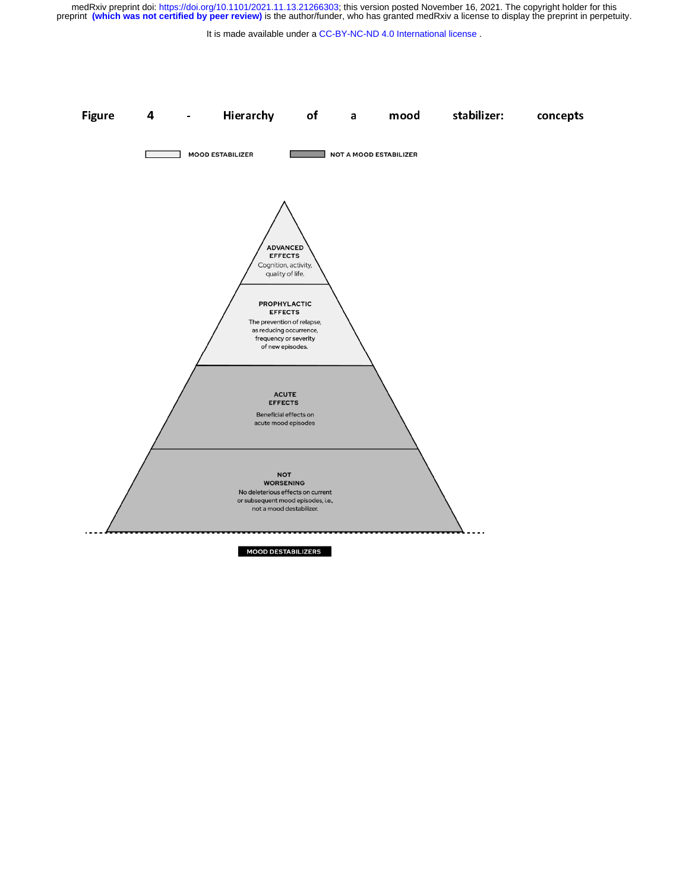**Figure 4 - Hierarchy of a mood stabilizer: concepts**

MOOD ESTABILIZER

NOT A MOOD ESTABILIZER

ADVANCED EFFECTS
Cognition, activity, quality of life.

PROPHYLACTIC EFFECTS
The prevention of relapse, as reducing occurrence, frequency or severity of new episodes.

ACUTE EFFECTS
Beneficial effects on acute mood episodes

NOT WORSENING
No deleterious effects on current or subsequent mood episodes, i.e., not a mood destabilizer.

MOOD DESTABILIZERS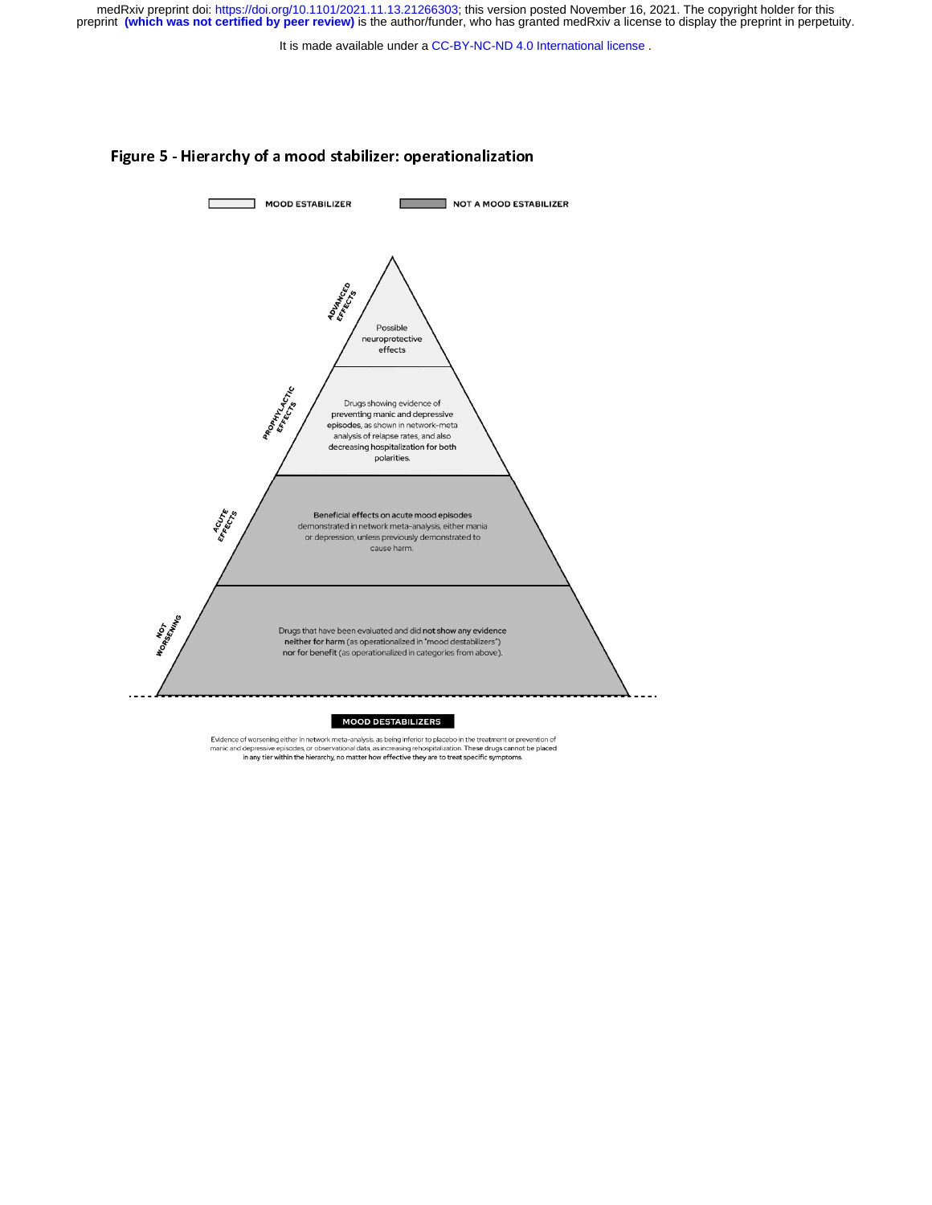## Figure 5 - Hierarchy of a mood stabilizer: operationalization

MOOD ESTABILIZER

NOT A MOOD ESTABILIZER

ADVANCED EFFECTS

Possible neuroprotective effects

PROPHYLACTIC EFFECTS

Drugs showing evidence of **preventing manic and depressive episodes**, as shown in network-meta analysis of relapse rates, and also **decreasing hospitalization for both** polarities.

ACUTE EFFECTS

**Beneficial effects on acute mood episodes** demonstrated in network meta-analysis, either mania or depression, unless previously demonstrated to cause harm.

NOT WORSENING

Drugs that have been evaluated and did **not show any evidence neither for harm** (as operationalized in "mood destabilizers") **nor for benefit** (as operationalized in categories from above).

MOOD DESTABILIZERS

Evidence of worsening either in network meta-analysis, as being inferior to placebo in the treatment or prevention of manic and depressive episodes, or observational data, as increasing rehospitalization. **These drugs cannot be placed in any tier within the hierarchy, no matter how effective they are to treat specific symptoms.**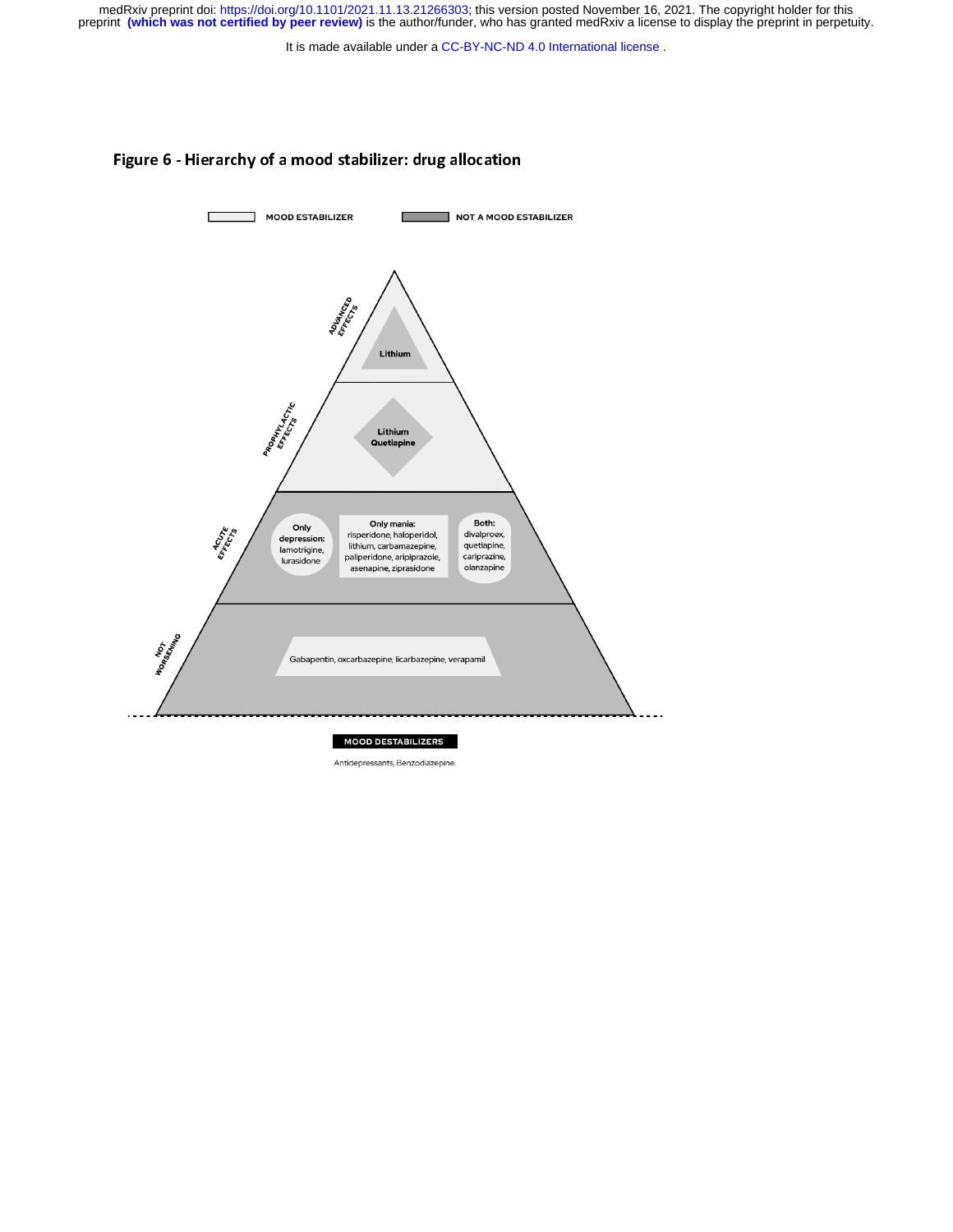## Figure 6 - Hierarchy of a mood stabilizer: drug allocation

MOOD ESTABILIZER

NOT A MOOD ESTABILIZER

ADVANCED EFFECTS

Lithium

PROPHYLACTIC EFFECTS

Lithium
Quetiapine

ACUTE EFFECTS

Only depression: lamotrigine, lurasidone

Only mania: risperidone, haloperidol, lithium, carbamazepine, paliperidone, aripiprazole, asenapine, ziprasidone

Both: divalproex, quetiapine, cariprazine, olanzapine

NOT WORSENING

Gabapentin, oxcarbazepine, licarbazepine, verapamil

MOOD DESTABILIZERS

Antidepressants, Benzodiazepine.